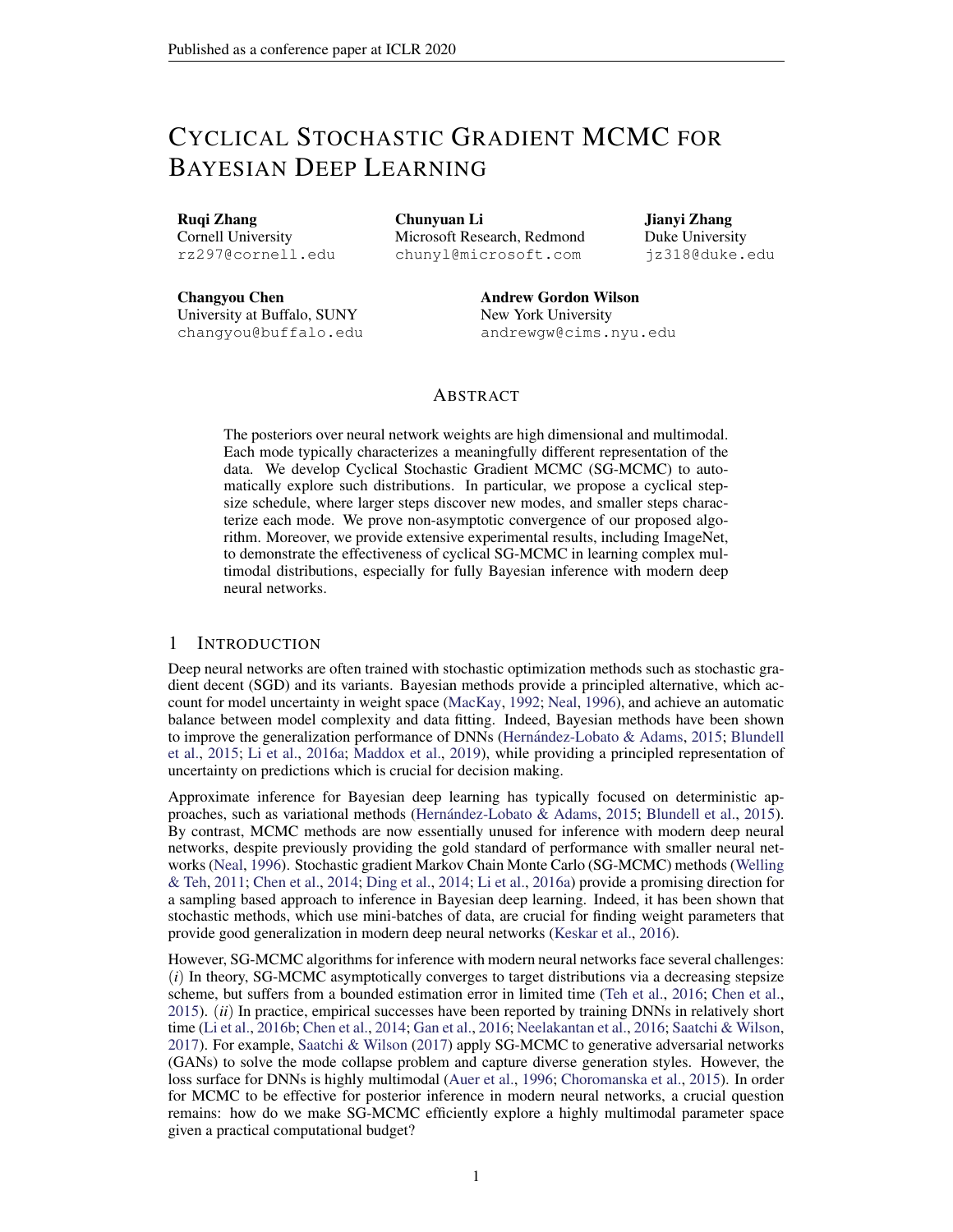# CYCLICAL STOCHASTIC GRADIENT MCMC FOR BAYESIAN DEEP LEARNING

**Ruqi Zhang**
Cornell University
rz297@cornell.edu

**Chunyuan Li**
Microsoft Research, Redmond
chunyl@microsoft.com

**Jianyi Zhang**
Duke University
jz318@duke.edu

**Changyou Chen**
University at Buffalo, SUNY
changyou@buffalo.edu

**Andrew Gordon Wilson**
New York University
andrewgw@cims.nyu.edu

## ABSTRACT

The posteriors over neural network weights are high dimensional and multimodal. Each mode typically characterizes a meaningfully different representation of the data. We develop Cyclical Stochastic Gradient MCMC (SG-MCMC) to automatically explore such distributions. In particular, we propose a cyclical stepsize schedule, where larger steps discover new modes, and smaller steps characterize each mode. We prove non-asymptotic convergence of our proposed algorithm. Moreover, we provide extensive experimental results, including ImageNet, to demonstrate the effectiveness of cyclical SG-MCMC in learning complex multimodal distributions, especially for fully Bayesian inference with modern deep neural networks.

## 1 INTRODUCTION

Deep neural networks are often trained with stochastic optimization methods such as stochastic gradient decent (SGD) and its variants. Bayesian methods provide a principled alternative, which account for model uncertainty in weight space (MacKay, 1992; Neal, 1996), and achieve an automatic balance between model complexity and data fitting. Indeed, Bayesian methods have been shown to improve the generalization performance of DNNs (Hernández-Lobato & Adams, 2015; Blundell et al., 2015; Li et al., 2016a; Maddox et al., 2019), while providing a principled representation of uncertainty on predictions which is crucial for decision making.

Approximate inference for Bayesian deep learning has typically focused on deterministic approaches, such as variational methods (Hernández-Lobato & Adams, 2015; Blundell et al., 2015). By contrast, MCMC methods are now essentially unused for inference with modern deep neural networks, despite previously providing the gold standard of performance with smaller neural networks (Neal, 1996). Stochastic gradient Markov Chain Monte Carlo (SG-MCMC) methods (Welling & Teh, 2011; Chen et al., 2014; Ding et al., 2014; Li et al., 2016a) provide a promising direction for a sampling based approach to inference in Bayesian deep learning. Indeed, it has been shown that stochastic methods, which use mini-batches of data, are crucial for finding weight parameters that provide good generalization in modern deep neural networks (Keskar et al., 2016).

However, SG-MCMC algorithms for inference with modern neural networks face several challenges: (*i*) In theory, SG-MCMC asymptotically converges to target distributions via a decreasing stepsize scheme, but suffers from a bounded estimation error in limited time (Teh et al., 2016; Chen et al., 2015). (*ii*) In practice, empirical successes have been reported by training DNNs in relatively short time (Li et al., 2016b; Chen et al., 2014; Gan et al., 2016; Neelakantan et al., 2016; Saatchi & Wilson, 2017). For example, Saatchi & Wilson (2017) apply SG-MCMC to generative adversarial networks (GANs) to solve the mode collapse problem and capture diverse generation styles. However, the loss surface for DNNs is highly multimodal (Auer et al., 1996; Choromanska et al., 2015). In order for MCMC to be effective for posterior inference in modern neural networks, a crucial question remains: how do we make SG-MCMC efficiently explore a highly multimodal parameter space given a practical computational budget?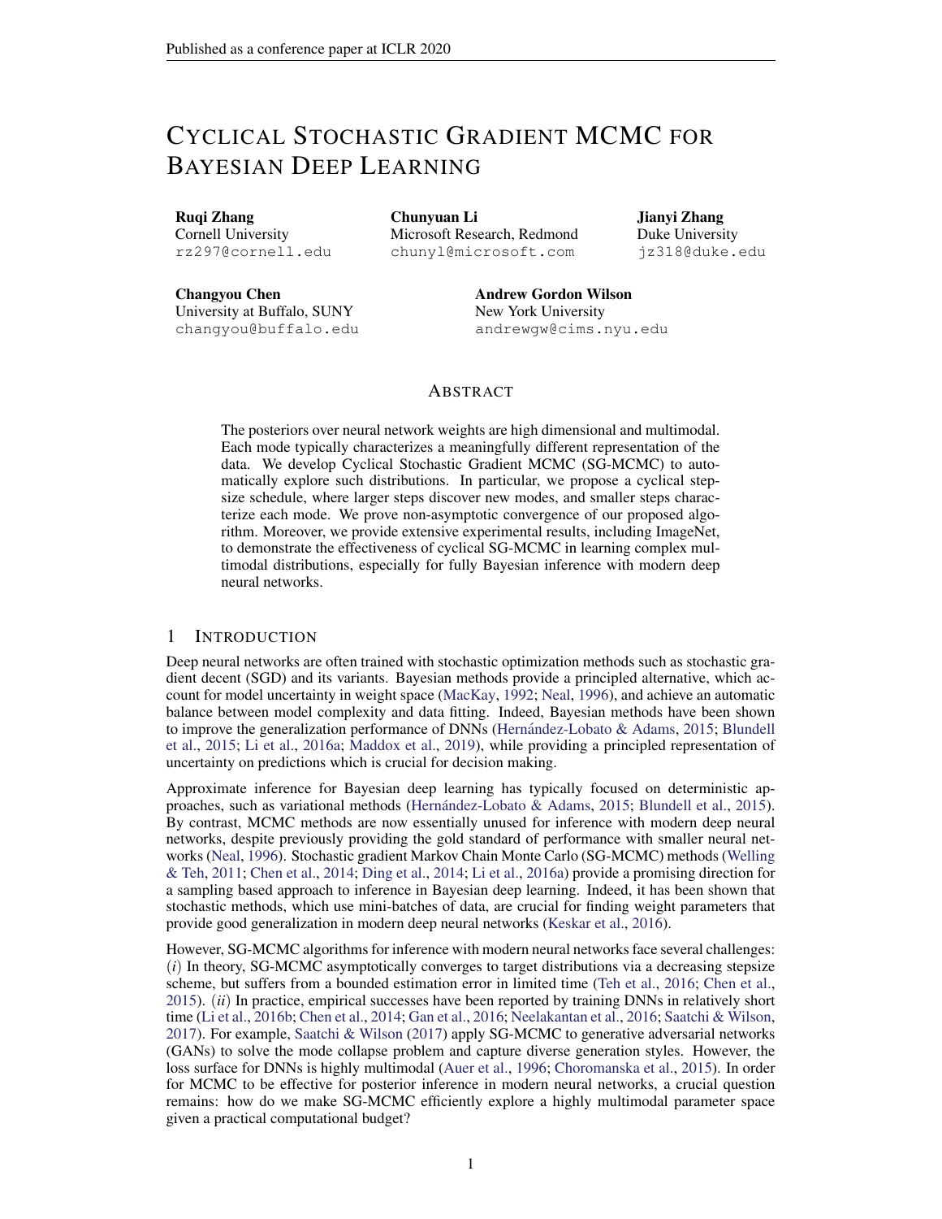# CYCLICAL STOCHASTIC GRADIENT MCMC FOR BAYESIAN DEEP LEARNING

**Ruqi Zhang**
Cornell University
rz297@cornell.edu

**Chunyuan Li**
Microsoft Research, Redmond
chunyl@microsoft.com

**Jianyi Zhang**
Duke University
jz318@duke.edu

**Changyou Chen**
University at Buffalo, SUNY
changyou@buffalo.edu

**Andrew Gordon Wilson**
New York University
andrewgw@cims.nyu.edu

## ABSTRACT

The posteriors over neural network weights are high dimensional and multimodal. Each mode typically characterizes a meaningfully different representation of the data. We develop Cyclical Stochastic Gradient MCMC (SG-MCMC) to automatically explore such distributions. In particular, we propose a cyclical stepsize schedule, where larger steps discover new modes, and smaller steps characterize each mode. We prove non-asymptotic convergence of our proposed algorithm. Moreover, we provide extensive experimental results, including ImageNet, to demonstrate the effectiveness of cyclical SG-MCMC in learning complex multimodal distributions, especially for fully Bayesian inference with modern deep neural networks.

## 1 INTRODUCTION

Deep neural networks are often trained with stochastic optimization methods such as stochastic gradient decent (SGD) and its variants. Bayesian methods provide a principled alternative, which account for model uncertainty in weight space (MacKay, 1992; Neal, 1996), and achieve an automatic balance between model complexity and data fitting. Indeed, Bayesian methods have been shown to improve the generalization performance of DNNs (Hernández-Lobato & Adams, 2015; Blundell et al., 2015; Li et al., 2016a; Maddox et al., 2019), while providing a principled representation of uncertainty on predictions which is crucial for decision making.

Approximate inference for Bayesian deep learning has typically focused on deterministic approaches, such as variational methods (Hernández-Lobato & Adams, 2015; Blundell et al., 2015). By contrast, MCMC methods are now essentially unused for inference with modern deep neural networks, despite previously providing the gold standard of performance with smaller neural networks (Neal, 1996). Stochastic gradient Markov Chain Monte Carlo (SG-MCMC) methods (Welling & Teh, 2011; Chen et al., 2014; Ding et al., 2014; Li et al., 2016a) provide a promising direction for a sampling based approach to inference in Bayesian deep learning. Indeed, it has been shown that stochastic methods, which use mini-batches of data, are crucial for finding weight parameters that provide good generalization in modern deep neural networks (Keskar et al., 2016).

However, SG-MCMC algorithms for inference with modern neural networks face several challenges: (*i*) In theory, SG-MCMC asymptotically converges to target distributions via a decreasing stepsize scheme, but suffers from a bounded estimation error in limited time (Teh et al., 2016; Chen et al., 2015). (*ii*) In practice, empirical successes have been reported by training DNNs in relatively short time (Li et al., 2016b; Chen et al., 2014; Gan et al., 2016; Neelakantan et al., 2016; Saatchi & Wilson, 2017). For example, Saatchi & Wilson (2017) apply SG-MCMC to generative adversarial networks (GANs) to solve the mode collapse problem and capture diverse generation styles. However, the loss surface for DNNs is highly multimodal (Auer et al., 1996; Choromanska et al., 2015). In order for MCMC to be effective for posterior inference in modern neural networks, a crucial question remains: how do we make SG-MCMC efficiently explore a highly multimodal parameter space given a practical computational budget?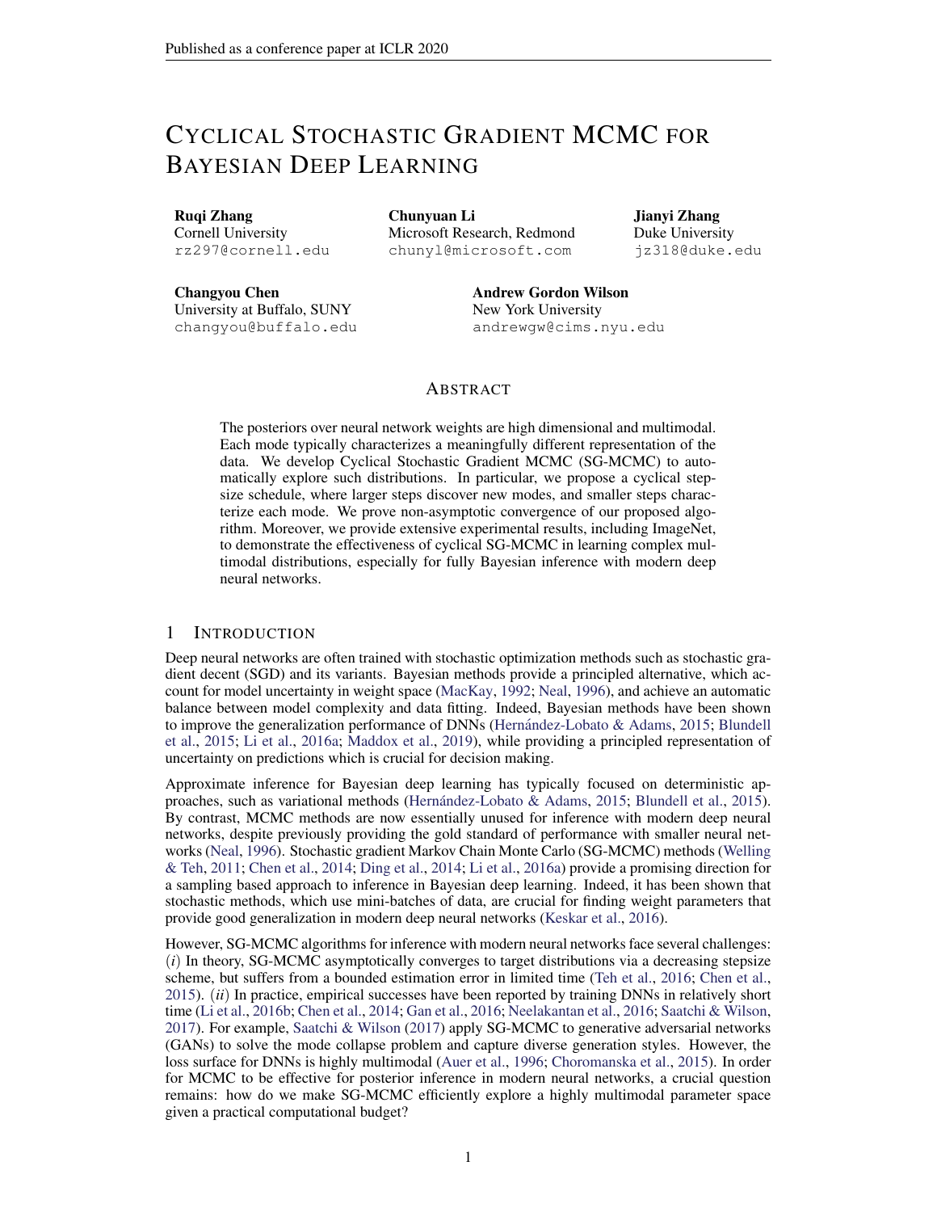# Cyclical Stochastic Gradient MCMC for Bayesian Deep Learning

**Ruqi Zhang**
Cornell University
rz297@cornell.edu

**Chunyuan Li**
Microsoft Research, Redmond
chunyl@microsoft.com

**Jianyi Zhang**
Duke University
jz318@duke.edu

**Changyou Chen**
University at Buffalo, SUNY
changyou@buffalo.edu

**Andrew Gordon Wilson**
New York University
andrewgw@cims.nyu.edu

## Abstract

The posteriors over neural network weights are high dimensional and multimodal. Each mode typically characterizes a meaningfully different representation of the data. We develop Cyclical Stochastic Gradient MCMC (SG-MCMC) to automatically explore such distributions. In particular, we propose a cyclical stepsize schedule, where larger steps discover new modes, and smaller steps characterize each mode. We prove non-asymptotic convergence of our proposed algorithm. Moreover, we provide extensive experimental results, including ImageNet, to demonstrate the effectiveness of cyclical SG-MCMC in learning complex multimodal distributions, especially for fully Bayesian inference with modern deep neural networks.

## 1 Introduction

Deep neural networks are often trained with stochastic optimization methods such as stochastic gradient decent (SGD) and its variants. Bayesian methods provide a principled alternative, which account for model uncertainty in weight space (MacKay, 1992; Neal, 1996), and achieve an automatic balance between model complexity and data fitting. Indeed, Bayesian methods have been shown to improve the generalization performance of DNNs (Hernández-Lobato & Adams, 2015; Blundell et al., 2015; Li et al., 2016a; Maddox et al., 2019), while providing a principled representation of uncertainty on predictions which is crucial for decision making.

Approximate inference for Bayesian deep learning has typically focused on deterministic approaches, such as variational methods (Hernández-Lobato & Adams, 2015; Blundell et al., 2015). By contrast, MCMC methods are now essentially unused for inference with modern deep neural networks, despite previously providing the gold standard of performance with smaller neural networks (Neal, 1996). Stochastic gradient Markov Chain Monte Carlo (SG-MCMC) methods (Welling & Teh, 2011; Chen et al., 2014; Ding et al., 2014; Li et al., 2016a) provide a promising direction for a sampling based approach to inference in Bayesian deep learning. Indeed, it has been shown that stochastic methods, which use mini-batches of data, are crucial for finding weight parameters that provide good generalization in modern deep neural networks (Keskar et al., 2016).

However, SG-MCMC algorithms for inference with modern neural networks face several challenges: (*i*) In theory, SG-MCMC asymptotically converges to target distributions via a decreasing stepsize scheme, but suffers from a bounded estimation error in limited time (Teh et al., 2016; Chen et al., 2015). (*ii*) In practice, empirical successes have been reported by training DNNs in relatively short time (Li et al., 2016b; Chen et al., 2014; Gan et al., 2016; Neelakantan et al., 2016; Saatchi & Wilson, 2017). For example, Saatchi & Wilson (2017) apply SG-MCMC to generative adversarial networks (GANs) to solve the mode collapse problem and capture diverse generation styles. However, the loss surface for DNNs is highly multimodal (Auer et al., 1996; Choromanska et al., 2015). In order for MCMC to be effective for posterior inference in modern neural networks, a crucial question remains: how do we make SG-MCMC efficiently explore a highly multimodal parameter space given a practical computational budget?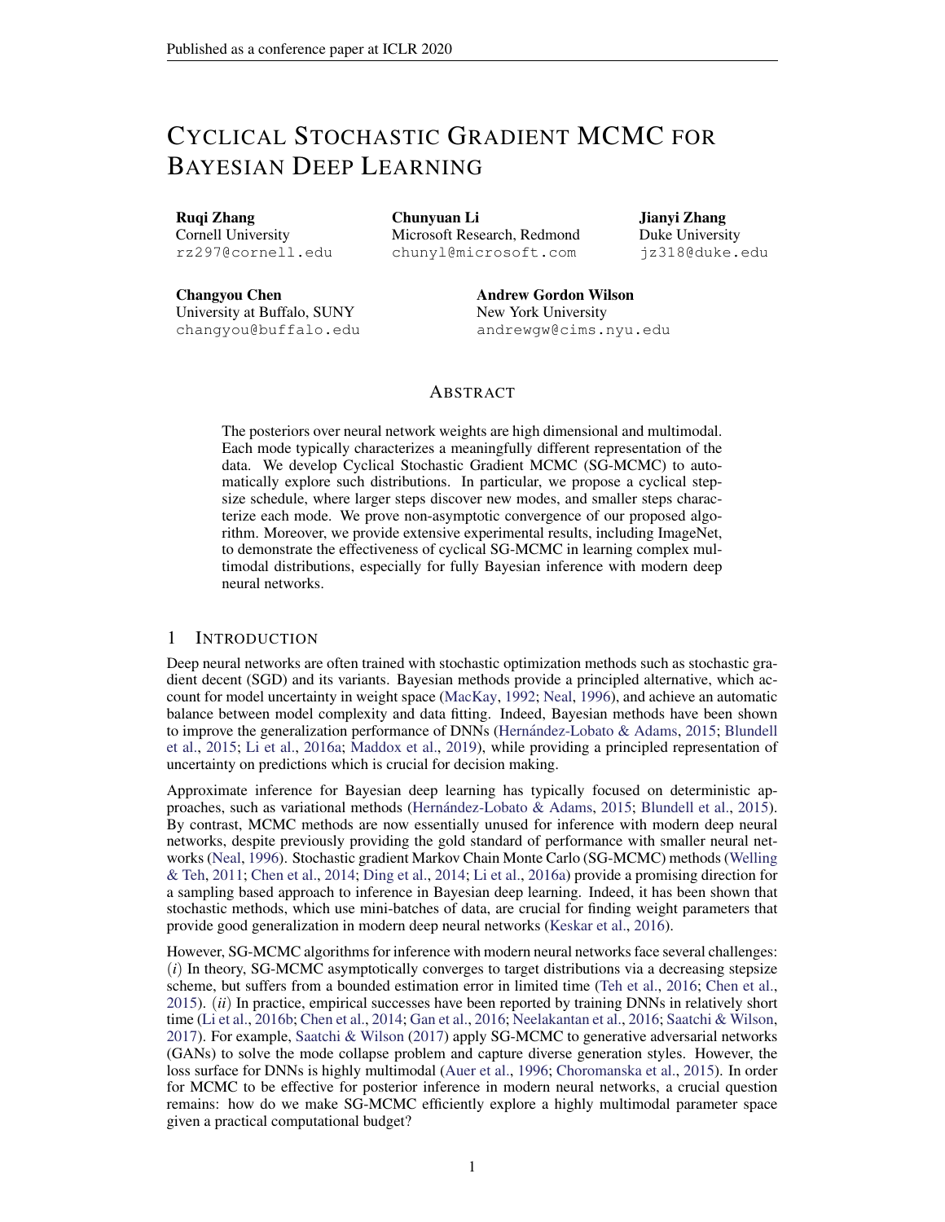# Cyclical Stochastic Gradient MCMC for Bayesian Deep Learning

**Ruqi Zhang**
Cornell University
rz297@cornell.edu

**Chunyuan Li**
Microsoft Research, Redmond
chunyl@microsoft.com

**Jianyi Zhang**
Duke University
jz318@duke.edu

**Changyou Chen**
University at Buffalo, SUNY
changyou@buffalo.edu

**Andrew Gordon Wilson**
New York University
andrewgw@cims.nyu.edu

## Abstract

The posteriors over neural network weights are high dimensional and multimodal. Each mode typically characterizes a meaningfully different representation of the data. We develop Cyclical Stochastic Gradient MCMC (SG-MCMC) to automatically explore such distributions. In particular, we propose a cyclical stepsize schedule, where larger steps discover new modes, and smaller steps characterize each mode. We prove non-asymptotic convergence of our proposed algorithm. Moreover, we provide extensive experimental results, including ImageNet, to demonstrate the effectiveness of cyclical SG-MCMC in learning complex multimodal distributions, especially for fully Bayesian inference with modern deep neural networks.

## 1 Introduction

Deep neural networks are often trained with stochastic optimization methods such as stochastic gradient decent (SGD) and its variants. Bayesian methods provide a principled alternative, which account for model uncertainty in weight space (MacKay, 1992; Neal, 1996), and achieve an automatic balance between model complexity and data fitting. Indeed, Bayesian methods have been shown to improve the generalization performance of DNNs (Hernández-Lobato & Adams, 2015; Blundell et al., 2015; Li et al., 2016a; Maddox et al., 2019), while providing a principled representation of uncertainty on predictions which is crucial for decision making.

Approximate inference for Bayesian deep learning has typically focused on deterministic approaches, such as variational methods (Hernández-Lobato & Adams, 2015; Blundell et al., 2015). By contrast, MCMC methods are now essentially unused for inference with modern deep neural networks, despite previously providing the gold standard of performance with smaller neural networks (Neal, 1996). Stochastic gradient Markov Chain Monte Carlo (SG-MCMC) methods (Welling & Teh, 2011; Chen et al., 2014; Ding et al., 2014; Li et al., 2016a) provide a promising direction for a sampling based approach to inference in Bayesian deep learning. Indeed, it has been shown that stochastic methods, which use mini-batches of data, are crucial for finding weight parameters that provide good generalization in modern deep neural networks (Keskar et al., 2016).

However, SG-MCMC algorithms for inference with modern neural networks face several challenges: ($i$) In theory, SG-MCMC asymptotically converges to target distributions via a decreasing stepsize scheme, but suffers from a bounded estimation error in limited time (Teh et al., 2016; Chen et al., 2015). ($ii$) In practice, empirical successes have been reported by training DNNs in relatively short time (Li et al., 2016b; Chen et al., 2014; Gan et al., 2016; Neelakantan et al., 2016; Saatchi & Wilson, 2017). For example, Saatchi & Wilson (2017) apply SG-MCMC to generative adversarial networks (GANs) to solve the mode collapse problem and capture diverse generation styles. However, the loss surface for DNNs is highly multimodal (Auer et al., 1996; Choromanska et al., 2015). In order for MCMC to be effective for posterior inference in modern neural networks, a crucial question remains: how do we make SG-MCMC efficiently explore a highly multimodal parameter space given a practical computational budget?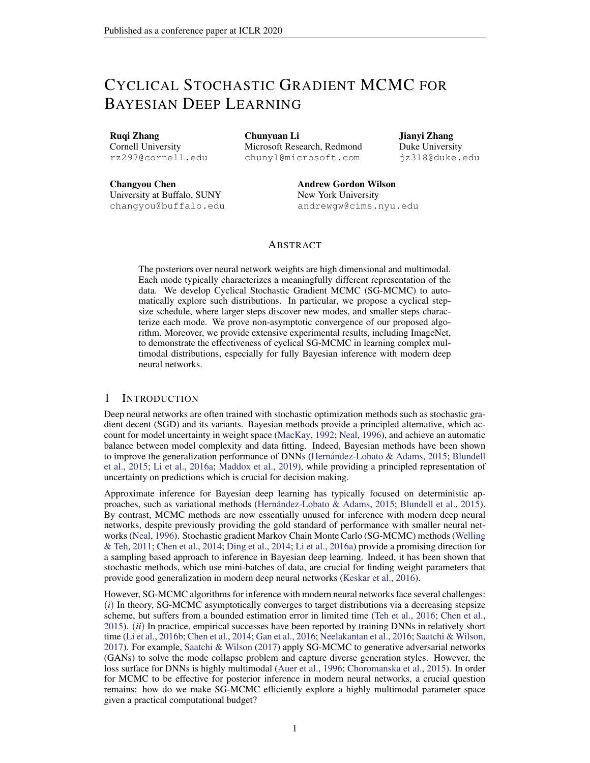# Cyclical Stochastic Gradient MCMC for Bayesian Deep Learning

**Ruqi Zhang**
Cornell University
rz297@cornell.edu

**Chunyuan Li**
Microsoft Research, Redmond
chunyl@microsoft.com

**Jianyi Zhang**
Duke University
jz318@duke.edu

**Changyou Chen**
University at Buffalo, SUNY
changyou@buffalo.edu

**Andrew Gordon Wilson**
New York University
andrewgw@cims.nyu.edu

## Abstract

The posteriors over neural network weights are high dimensional and multimodal. Each mode typically characterizes a meaningfully different representation of the data. We develop Cyclical Stochastic Gradient MCMC (SG-MCMC) to automatically explore such distributions. In particular, we propose a cyclical stepsize schedule, where larger steps discover new modes, and smaller steps characterize each mode. We prove non-asymptotic convergence of our proposed algorithm. Moreover, we provide extensive experimental results, including ImageNet, to demonstrate the effectiveness of cyclical SG-MCMC in learning complex multimodal distributions, especially for fully Bayesian inference with modern deep neural networks.

## 1 Introduction

Deep neural networks are often trained with stochastic optimization methods such as stochastic gradient decent (SGD) and its variants. Bayesian methods provide a principled alternative, which account for model uncertainty in weight space (MacKay, 1992; Neal, 1996), and achieve an automatic balance between model complexity and data fitting. Indeed, Bayesian methods have been shown to improve the generalization performance of DNNs (Hernández-Lobato & Adams, 2015; Blundell et al., 2015; Li et al., 2016a; Maddox et al., 2019), while providing a principled representation of uncertainty on predictions which is crucial for decision making.

Approximate inference for Bayesian deep learning has typically focused on deterministic approaches, such as variational methods (Hernández-Lobato & Adams, 2015; Blundell et al., 2015). By contrast, MCMC methods are now essentially unused for inference with modern deep neural networks, despite previously providing the gold standard of performance with smaller neural networks (Neal, 1996). Stochastic gradient Markov Chain Monte Carlo (SG-MCMC) methods (Welling & Teh, 2011; Chen et al., 2014; Ding et al., 2014; Li et al., 2016a) provide a promising direction for a sampling based approach to inference in Bayesian deep learning. Indeed, it has been shown that stochastic methods, which use mini-batches of data, are crucial for finding weight parameters that provide good generalization in modern deep neural networks (Keskar et al., 2016).

However, SG-MCMC algorithms for inference with modern neural networks face several challenges: (*i*) In theory, SG-MCMC asymptotically converges to target distributions via a decreasing stepsize scheme, but suffers from a bounded estimation error in limited time (Teh et al., 2016; Chen et al., 2015). (*ii*) In practice, empirical successes have been reported by training DNNs in relatively short time (Li et al., 2016b; Chen et al., 2014; Gan et al., 2016; Neelakantan et al., 2016; Saatchi & Wilson, 2017). For example, Saatchi & Wilson (2017) apply SG-MCMC to generative adversarial networks (GANs) to solve the mode collapse problem and capture diverse generation styles. However, the loss surface for DNNs is highly multimodal (Auer et al., 1996; Choromanska et al., 2015). In order for MCMC to be effective for posterior inference in modern neural networks, a crucial question remains: how do we make SG-MCMC efficiently explore a highly multimodal parameter space given a practical computational budget?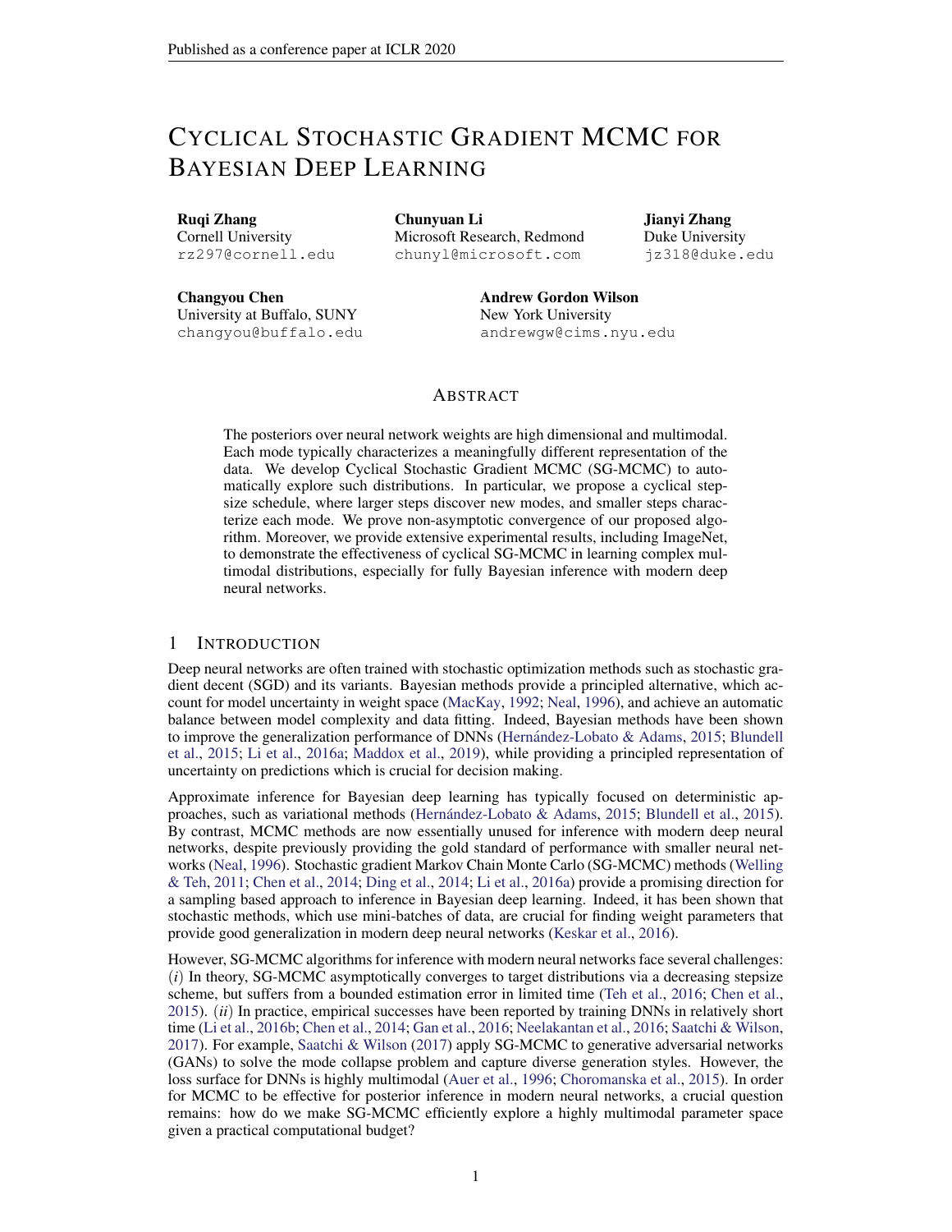# Cyclical Stochastic Gradient MCMC for Bayesian Deep Learning

**Ruqi Zhang**
Cornell University
rz297@cornell.edu

**Chunyuan Li**
Microsoft Research, Redmond
chunyl@microsoft.com

**Jianyi Zhang**
Duke University
jz318@duke.edu

**Changyou Chen**
University at Buffalo, SUNY
changyou@buffalo.edu

**Andrew Gordon Wilson**
New York University
andrewgw@cims.nyu.edu

## Abstract

The posteriors over neural network weights are high dimensional and multimodal. Each mode typically characterizes a meaningfully different representation of the data. We develop Cyclical Stochastic Gradient MCMC (SG-MCMC) to automatically explore such distributions. In particular, we propose a cyclical stepsize schedule, where larger steps discover new modes, and smaller steps characterize each mode. We prove non-asymptotic convergence of our proposed algorithm. Moreover, we provide extensive experimental results, including ImageNet, to demonstrate the effectiveness of cyclical SG-MCMC in learning complex multimodal distributions, especially for fully Bayesian inference with modern deep neural networks.

## 1 Introduction

Deep neural networks are often trained with stochastic optimization methods such as stochastic gradient decent (SGD) and its variants. Bayesian methods provide a principled alternative, which account for model uncertainty in weight space (MacKay, 1992; Neal, 1996), and achieve an automatic balance between model complexity and data fitting. Indeed, Bayesian methods have been shown to improve the generalization performance of DNNs (Hernández-Lobato & Adams, 2015; Blundell et al., 2015; Li et al., 2016a; Maddox et al., 2019), while providing a principled representation of uncertainty on predictions which is crucial for decision making.

Approximate inference for Bayesian deep learning has typically focused on deterministic approaches, such as variational methods (Hernández-Lobato & Adams, 2015; Blundell et al., 2015). By contrast, MCMC methods are now essentially unused for inference with modern deep neural networks, despite previously providing the gold standard of performance with smaller neural networks (Neal, 1996). Stochastic gradient Markov Chain Monte Carlo (SG-MCMC) methods (Welling & Teh, 2011; Chen et al., 2014; Ding et al., 2014; Li et al., 2016a) provide a promising direction for a sampling based approach to inference in Bayesian deep learning. Indeed, it has been shown that stochastic methods, which use mini-batches of data, are crucial for finding weight parameters that provide good generalization in modern deep neural networks (Keskar et al., 2016).

However, SG-MCMC algorithms for inference with modern neural networks face several challenges: (*i*) In theory, SG-MCMC asymptotically converges to target distributions via a decreasing stepsize scheme, but suffers from a bounded estimation error in limited time (Teh et al., 2016; Chen et al., 2015). (*ii*) In practice, empirical successes have been reported by training DNNs in relatively short time (Li et al., 2016b; Chen et al., 2014; Gan et al., 2016; Neelakantan et al., 2016; Saatchi & Wilson, 2017). For example, Saatchi & Wilson (2017) apply SG-MCMC to generative adversarial networks (GANs) to solve the mode collapse problem and capture diverse generation styles. However, the loss surface for DNNs is highly multimodal (Auer et al., 1996; Choromanska et al., 2015). In order for MCMC to be effective for posterior inference in modern neural networks, a crucial question remains: how do we make SG-MCMC efficiently explore a highly multimodal parameter space given a practical computational budget?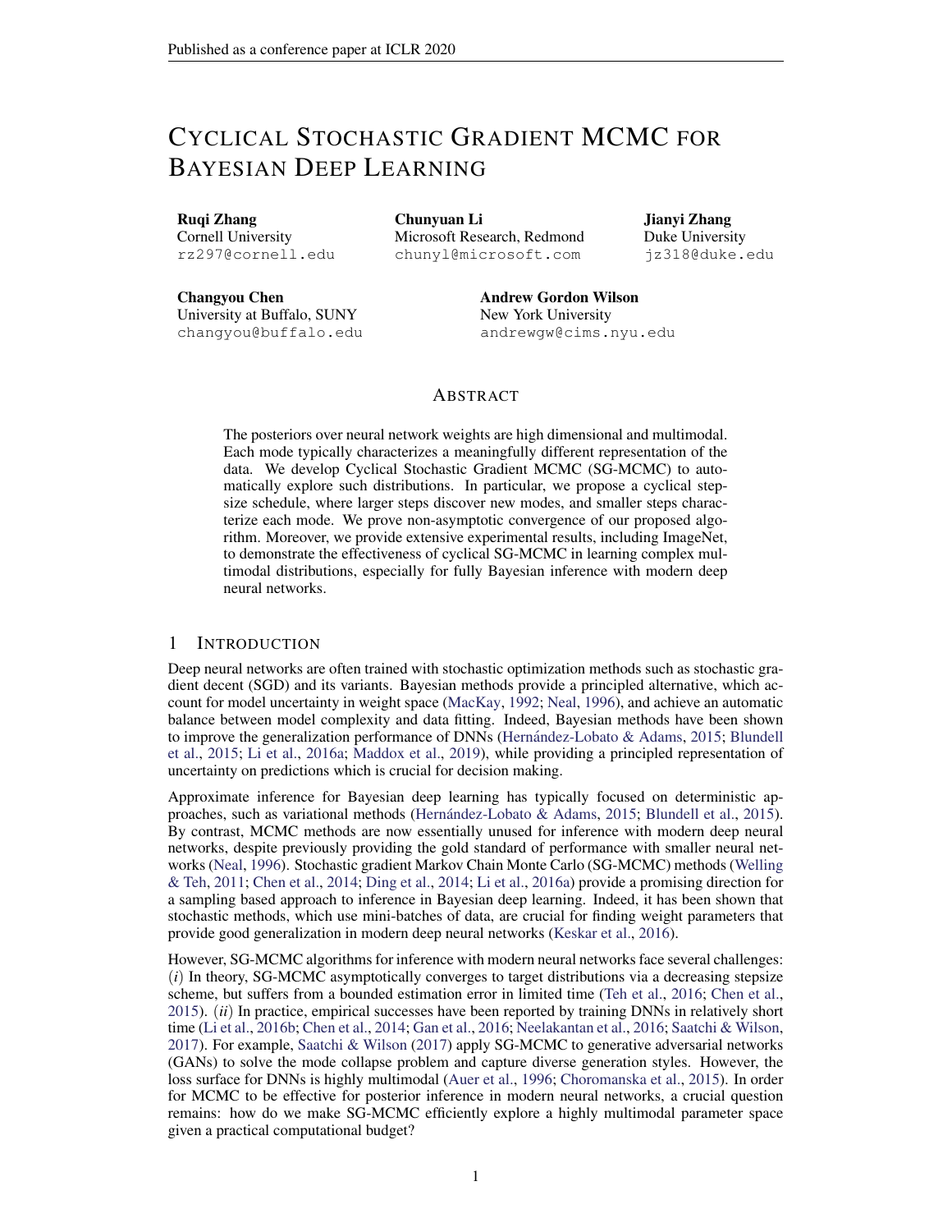# Cyclical Stochastic Gradient MCMC for Bayesian Deep Learning

**Ruqi Zhang**
Cornell University
rz297@cornell.edu

**Chunyuan Li**
Microsoft Research, Redmond
chunyl@microsoft.com

**Jianyi Zhang**
Duke University
jz318@duke.edu

**Changyou Chen**
University at Buffalo, SUNY
changyou@buffalo.edu

**Andrew Gordon Wilson**
New York University
andrewgw@cims.nyu.edu

## Abstract

The posteriors over neural network weights are high dimensional and multimodal. Each mode typically characterizes a meaningfully different representation of the data. We develop Cyclical Stochastic Gradient MCMC (SG-MCMC) to automatically explore such distributions. In particular, we propose a cyclical stepsize schedule, where larger steps discover new modes, and smaller steps characterize each mode. We prove non-asymptotic convergence of our proposed algorithm. Moreover, we provide extensive experimental results, including ImageNet, to demonstrate the effectiveness of cyclical SG-MCMC in learning complex multimodal distributions, especially for fully Bayesian inference with modern deep neural networks.

## 1 Introduction

Deep neural networks are often trained with stochastic optimization methods such as stochastic gradient decent (SGD) and its variants. Bayesian methods provide a principled alternative, which account for model uncertainty in weight space (MacKay, 1992; Neal, 1996), and achieve an automatic balance between model complexity and data fitting. Indeed, Bayesian methods have been shown to improve the generalization performance of DNNs (Hernández-Lobato & Adams, 2015; Blundell et al., 2015; Li et al., 2016a; Maddox et al., 2019), while providing a principled representation of uncertainty on predictions which is crucial for decision making.

Approximate inference for Bayesian deep learning has typically focused on deterministic approaches, such as variational methods (Hernández-Lobato & Adams, 2015; Blundell et al., 2015). By contrast, MCMC methods are now essentially unused for inference with modern deep neural networks, despite previously providing the gold standard of performance with smaller neural networks (Neal, 1996). Stochastic gradient Markov Chain Monte Carlo (SG-MCMC) methods (Welling & Teh, 2011; Chen et al., 2014; Ding et al., 2014; Li et al., 2016a) provide a promising direction for a sampling based approach to inference in Bayesian deep learning. Indeed, it has been shown that stochastic methods, which use mini-batches of data, are crucial for finding weight parameters that provide good generalization in modern deep neural networks (Keskar et al., 2016).

However, SG-MCMC algorithms for inference with modern neural networks face several challenges: (*i*) In theory, SG-MCMC asymptotically converges to target distributions via a decreasing stepsize scheme, but suffers from a bounded estimation error in limited time (Teh et al., 2016; Chen et al., 2015). (*ii*) In practice, empirical successes have been reported by training DNNs in relatively short time (Li et al., 2016b; Chen et al., 2014; Gan et al., 2016; Neelakantan et al., 2016; Saatchi & Wilson, 2017). For example, Saatchi & Wilson (2017) apply SG-MCMC to generative adversarial networks (GANs) to solve the mode collapse problem and capture diverse generation styles. However, the loss surface for DNNs is highly multimodal (Auer et al., 1996; Choromanska et al., 2015). In order for MCMC to be effective for posterior inference in modern neural networks, a crucial question remains: how do we make SG-MCMC efficiently explore a highly multimodal parameter space given a practical computational budget?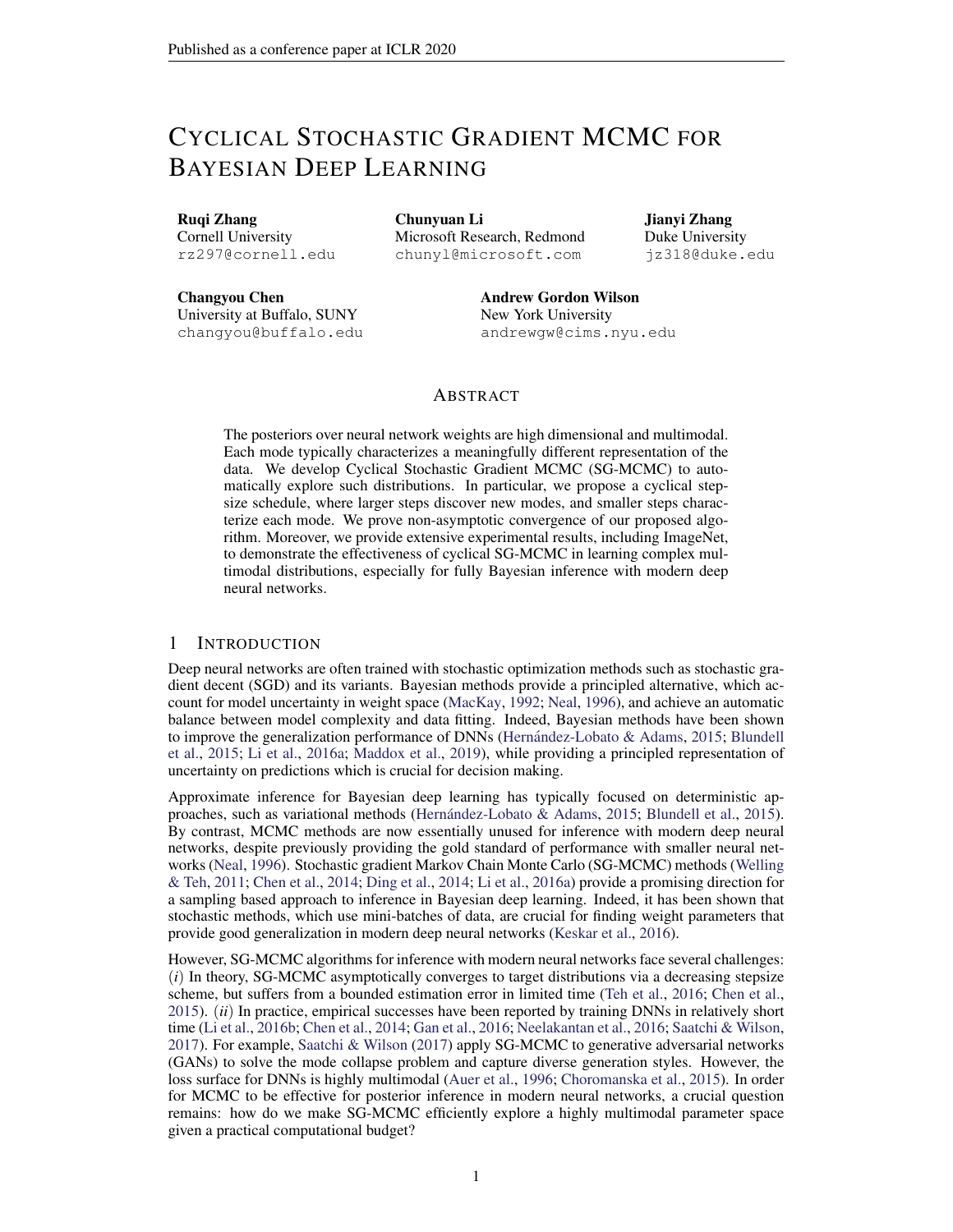# Cyclical Stochastic Gradient MCMC for Bayesian Deep Learning

**Ruqi Zhang**
Cornell University
rz297@cornell.edu

**Chunyuan Li**
Microsoft Research, Redmond
chunyl@microsoft.com

**Jianyi Zhang**
Duke University
jz318@duke.edu

**Changyou Chen**
University at Buffalo, SUNY
changyou@buffalo.edu

**Andrew Gordon Wilson**
New York University
andrewgw@cims.nyu.edu

## Abstract

The posteriors over neural network weights are high dimensional and multimodal. Each mode typically characterizes a meaningfully different representation of the data. We develop Cyclical Stochastic Gradient MCMC (SG-MCMC) to automatically explore such distributions. In particular, we propose a cyclical stepsize schedule, where larger steps discover new modes, and smaller steps characterize each mode. We prove non-asymptotic convergence of our proposed algorithm. Moreover, we provide extensive experimental results, including ImageNet, to demonstrate the effectiveness of cyclical SG-MCMC in learning complex multimodal distributions, especially for fully Bayesian inference with modern deep neural networks.

## 1 Introduction

Deep neural networks are often trained with stochastic optimization methods such as stochastic gradient decent (SGD) and its variants. Bayesian methods provide a principled alternative, which account for model uncertainty in weight space (MacKay, 1992; Neal, 1996), and achieve an automatic balance between model complexity and data fitting. Indeed, Bayesian methods have been shown to improve the generalization performance of DNNs (Hernández-Lobato & Adams, 2015; Blundell et al., 2015; Li et al., 2016a; Maddox et al., 2019), while providing a principled representation of uncertainty on predictions which is crucial for decision making.

Approximate inference for Bayesian deep learning has typically focused on deterministic approaches, such as variational methods (Hernández-Lobato & Adams, 2015; Blundell et al., 2015). By contrast, MCMC methods are now essentially unused for inference with modern deep neural networks, despite previously providing the gold standard of performance with smaller neural networks (Neal, 1996). Stochastic gradient Markov Chain Monte Carlo (SG-MCMC) methods (Welling & Teh, 2011; Chen et al., 2014; Ding et al., 2014; Li et al., 2016a) provide a promising direction for a sampling based approach to inference in Bayesian deep learning. Indeed, it has been shown that stochastic methods, which use mini-batches of data, are crucial for finding weight parameters that provide good generalization in modern deep neural networks (Keskar et al., 2016).

However, SG-MCMC algorithms for inference with modern neural networks face several challenges: (*i*) In theory, SG-MCMC asymptotically converges to target distributions via a decreasing stepsize scheme, but suffers from a bounded estimation error in limited time (Teh et al., 2016; Chen et al., 2015). (*ii*) In practice, empirical successes have been reported by training DNNs in relatively short time (Li et al., 2016b; Chen et al., 2014; Gan et al., 2016; Neelakantan et al., 2016; Saatchi & Wilson, 2017). For example, Saatchi & Wilson (2017) apply SG-MCMC to generative adversarial networks (GANs) to solve the mode collapse problem and capture diverse generation styles. However, the loss surface for DNNs is highly multimodal (Auer et al., 1996; Choromanska et al., 2015). In order for MCMC to be effective for posterior inference in modern neural networks, a crucial question remains: how do we make SG-MCMC efficiently explore a highly multimodal parameter space given a practical computational budget?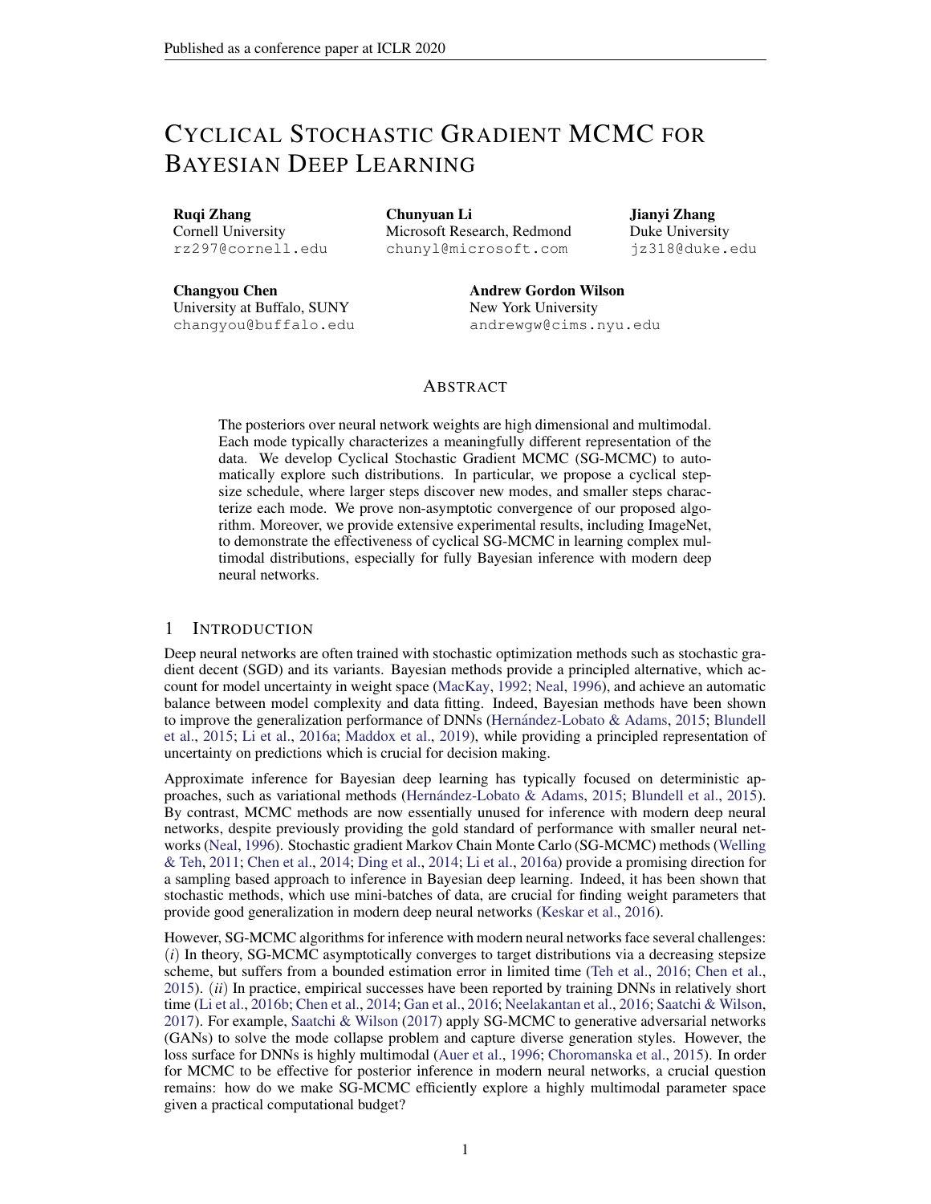# CYCLICAL STOCHASTIC GRADIENT MCMC FOR BAYESIAN DEEP LEARNING

**Ruqi Zhang**
Cornell University
rz297@cornell.edu

**Chunyuan Li**
Microsoft Research, Redmond
chunyl@microsoft.com

**Jianyi Zhang**
Duke University
jz318@duke.edu

**Changyou Chen**
University at Buffalo, SUNY
changyou@buffalo.edu

**Andrew Gordon Wilson**
New York University
andrewgw@cims.nyu.edu

## ABSTRACT

The posteriors over neural network weights are high dimensional and multimodal. Each mode typically characterizes a meaningfully different representation of the data. We develop Cyclical Stochastic Gradient MCMC (SG-MCMC) to automatically explore such distributions. In particular, we propose a cyclical stepsize schedule, where larger steps discover new modes, and smaller steps characterize each mode. We prove non-asymptotic convergence of our proposed algorithm. Moreover, we provide extensive experimental results, including ImageNet, to demonstrate the effectiveness of cyclical SG-MCMC in learning complex multimodal distributions, especially for fully Bayesian inference with modern deep neural networks.

## 1 INTRODUCTION

Deep neural networks are often trained with stochastic optimization methods such as stochastic gradient decent (SGD) and its variants. Bayesian methods provide a principled alternative, which account for model uncertainty in weight space (MacKay, 1992; Neal, 1996), and achieve an automatic balance between model complexity and data fitting. Indeed, Bayesian methods have been shown to improve the generalization performance of DNNs (Hernández-Lobato & Adams, 2015; Blundell et al., 2015; Li et al., 2016a; Maddox et al., 2019), while providing a principled representation of uncertainty on predictions which is crucial for decision making.

Approximate inference for Bayesian deep learning has typically focused on deterministic approaches, such as variational methods (Hernández-Lobato & Adams, 2015; Blundell et al., 2015). By contrast, MCMC methods are now essentially unused for inference with modern deep neural networks, despite previously providing the gold standard of performance with smaller neural networks (Neal, 1996). Stochastic gradient Markov Chain Monte Carlo (SG-MCMC) methods (Welling & Teh, 2011; Chen et al., 2014; Ding et al., 2014; Li et al., 2016a) provide a promising direction for a sampling based approach to inference in Bayesian deep learning. Indeed, it has been shown that stochastic methods, which use mini-batches of data, are crucial for finding weight parameters that provide good generalization in modern deep neural networks (Keskar et al., 2016).

However, SG-MCMC algorithms for inference with modern neural networks face several challenges: (*i*) In theory, SG-MCMC asymptotically converges to target distributions via a decreasing stepsize scheme, but suffers from a bounded estimation error in limited time (Teh et al., 2016; Chen et al., 2015). (*ii*) In practice, empirical successes have been reported by training DNNs in relatively short time (Li et al., 2016b; Chen et al., 2014; Gan et al., 2016; Neelakantan et al., 2016; Saatchi & Wilson, 2017). For example, Saatchi & Wilson (2017) apply SG-MCMC to generative adversarial networks (GANs) to solve the mode collapse problem and capture diverse generation styles. However, the loss surface for DNNs is highly multimodal (Auer et al., 1996; Choromanska et al., 2015). In order for MCMC to be effective for posterior inference in modern neural networks, a crucial question remains: how do we make SG-MCMC efficiently explore a highly multimodal parameter space given a practical computational budget?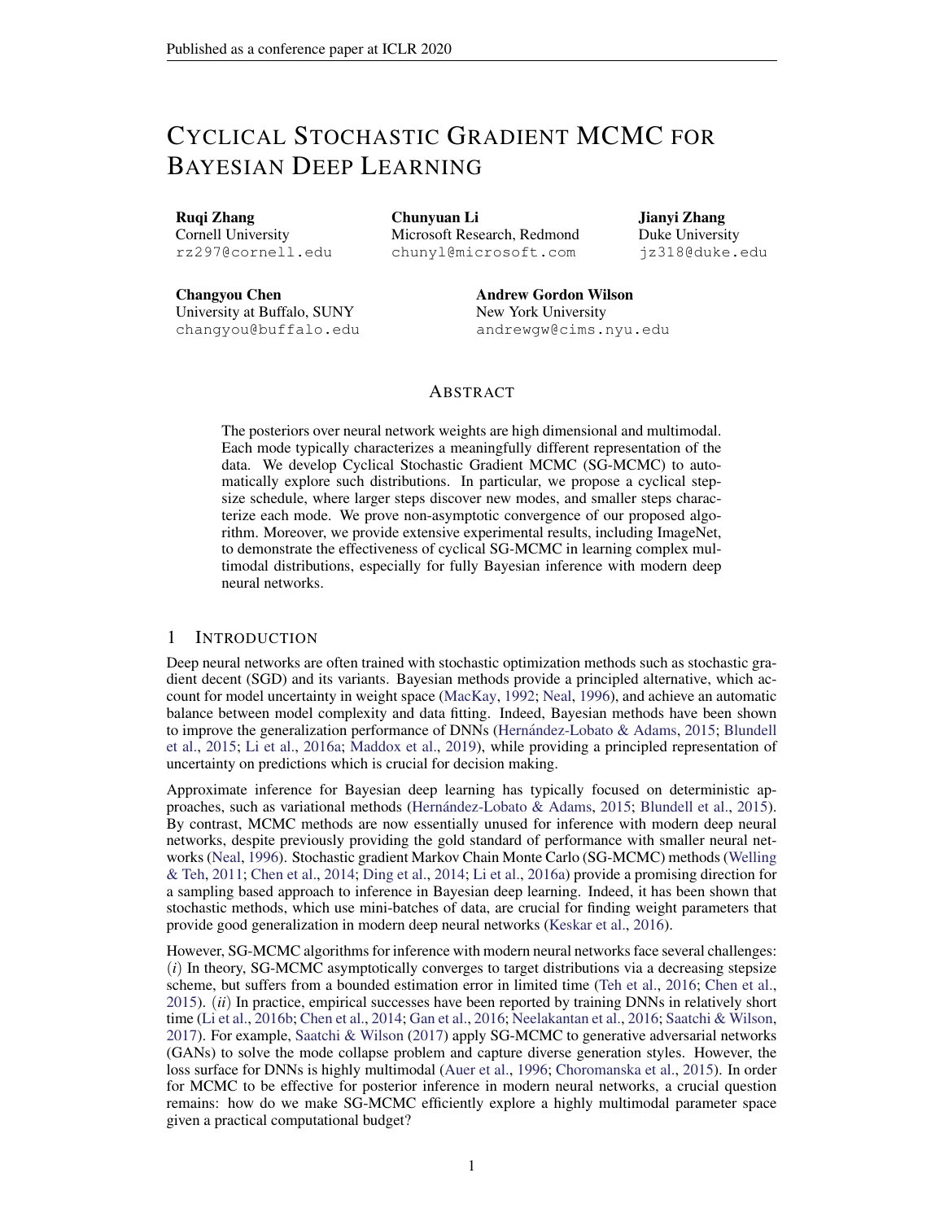# CYCLICAL STOCHASTIC GRADIENT MCMC FOR BAYESIAN DEEP LEARNING

**Ruqi Zhang**
Cornell University
rz297@cornell.edu

**Chunyuan Li**
Microsoft Research, Redmond
chunyl@microsoft.com

**Jianyi Zhang**
Duke University
jz318@duke.edu

**Changyou Chen**
University at Buffalo, SUNY
changyou@buffalo.edu

**Andrew Gordon Wilson**
New York University
andrewgw@cims.nyu.edu

## ABSTRACT

The posteriors over neural network weights are high dimensional and multimodal. Each mode typically characterizes a meaningfully different representation of the data. We develop Cyclical Stochastic Gradient MCMC (SG-MCMC) to automatically explore such distributions. In particular, we propose a cyclical stepsize schedule, where larger steps discover new modes, and smaller steps characterize each mode. We prove non-asymptotic convergence of our proposed algorithm. Moreover, we provide extensive experimental results, including ImageNet, to demonstrate the effectiveness of cyclical SG-MCMC in learning complex multimodal distributions, especially for fully Bayesian inference with modern deep neural networks.

## 1 INTRODUCTION

Deep neural networks are often trained with stochastic optimization methods such as stochastic gradient decent (SGD) and its variants. Bayesian methods provide a principled alternative, which account for model uncertainty in weight space (MacKay, 1992; Neal, 1996), and achieve an automatic balance between model complexity and data fitting. Indeed, Bayesian methods have been shown to improve the generalization performance of DNNs (Hernández-Lobato & Adams, 2015; Blundell et al., 2015; Li et al., 2016a; Maddox et al., 2019), while providing a principled representation of uncertainty on predictions which is crucial for decision making.

Approximate inference for Bayesian deep learning has typically focused on deterministic approaches, such as variational methods (Hernández-Lobato & Adams, 2015; Blundell et al., 2015). By contrast, MCMC methods are now essentially unused for inference with modern deep neural networks, despite previously providing the gold standard of performance with smaller neural networks (Neal, 1996). Stochastic gradient Markov Chain Monte Carlo (SG-MCMC) methods (Welling & Teh, 2011; Chen et al., 2014; Ding et al., 2014; Li et al., 2016a) provide a promising direction for a sampling based approach to inference in Bayesian deep learning. Indeed, it has been shown that stochastic methods, which use mini-batches of data, are crucial for finding weight parameters that provide good generalization in modern deep neural networks (Keskar et al., 2016).

However, SG-MCMC algorithms for inference with modern neural networks face several challenges: (*i*) In theory, SG-MCMC asymptotically converges to target distributions via a decreasing stepsize scheme, but suffers from a bounded estimation error in limited time (Teh et al., 2016; Chen et al., 2015). (*ii*) In practice, empirical successes have been reported by training DNNs in relatively short time (Li et al., 2016b; Chen et al., 2014; Gan et al., 2016; Neelakantan et al., 2016; Saatchi & Wilson, 2017). For example, Saatchi & Wilson (2017) apply SG-MCMC to generative adversarial networks (GANs) to solve the mode collapse problem and capture diverse generation styles. However, the loss surface for DNNs is highly multimodal (Auer et al., 1996; Choromanska et al., 2015). In order for MCMC to be effective for posterior inference in modern neural networks, a crucial question remains: how do we make SG-MCMC efficiently explore a highly multimodal parameter space given a practical computational budget?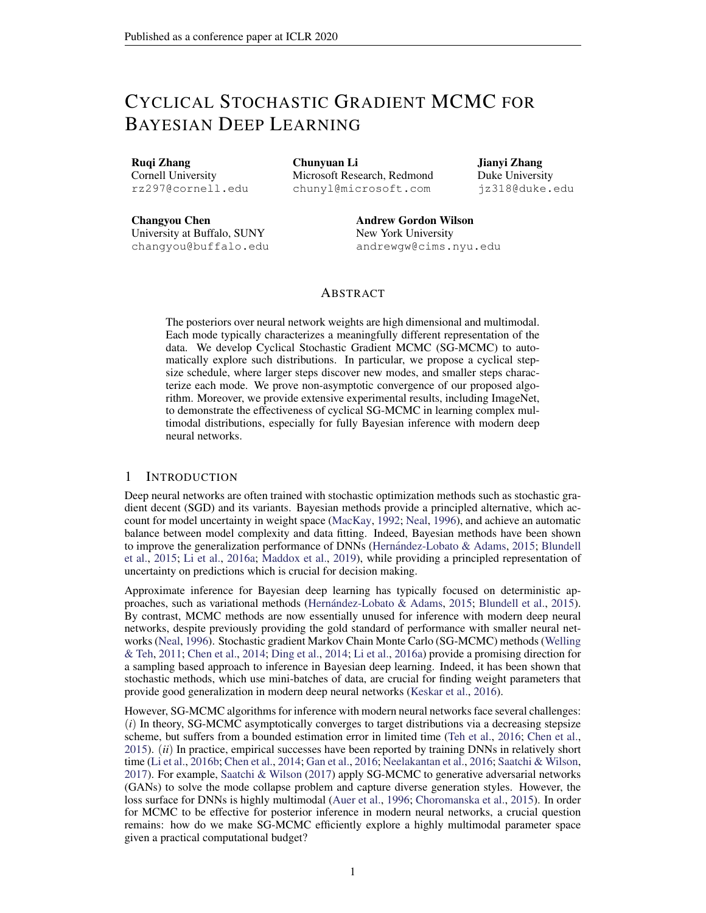# Cyclical Stochastic Gradient MCMC for Bayesian Deep Learning

**Ruqi Zhang**
Cornell University
rz297@cornell.edu

**Chunyuan Li**
Microsoft Research, Redmond
chunyl@microsoft.com

**Jianyi Zhang**
Duke University
jz318@duke.edu

**Changyou Chen**
University at Buffalo, SUNY
changyou@buffalo.edu

**Andrew Gordon Wilson**
New York University
andrewgw@cims.nyu.edu

## Abstract

The posteriors over neural network weights are high dimensional and multimodal. Each mode typically characterizes a meaningfully different representation of the data. We develop Cyclical Stochastic Gradient MCMC (SG-MCMC) to automatically explore such distributions. In particular, we propose a cyclical stepsize schedule, where larger steps discover new modes, and smaller steps characterize each mode. We prove non-asymptotic convergence of our proposed algorithm. Moreover, we provide extensive experimental results, including ImageNet, to demonstrate the effectiveness of cyclical SG-MCMC in learning complex multimodal distributions, especially for fully Bayesian inference with modern deep neural networks.

## 1 Introduction

Deep neural networks are often trained with stochastic optimization methods such as stochastic gradient decent (SGD) and its variants. Bayesian methods provide a principled alternative, which account for model uncertainty in weight space (MacKay, 1992; Neal, 1996), and achieve an automatic balance between model complexity and data fitting. Indeed, Bayesian methods have been shown to improve the generalization performance of DNNs (Hernández-Lobato & Adams, 2015; Blundell et al., 2015; Li et al., 2016a; Maddox et al., 2019), while providing a principled representation of uncertainty on predictions which is crucial for decision making.

Approximate inference for Bayesian deep learning has typically focused on deterministic approaches, such as variational methods (Hernández-Lobato & Adams, 2015; Blundell et al., 2015). By contrast, MCMC methods are now essentially unused for inference with modern deep neural networks, despite previously providing the gold standard of performance with smaller neural networks (Neal, 1996). Stochastic gradient Markov Chain Monte Carlo (SG-MCMC) methods (Welling & Teh, 2011; Chen et al., 2014; Ding et al., 2014; Li et al., 2016a) provide a promising direction for a sampling based approach to inference in Bayesian deep learning. Indeed, it has been shown that stochastic methods, which use mini-batches of data, are crucial for finding weight parameters that provide good generalization in modern deep neural networks (Keskar et al., 2016).

However, SG-MCMC algorithms for inference with modern neural networks face several challenges: (*i*) In theory, SG-MCMC asymptotically converges to target distributions via a decreasing stepsize scheme, but suffers from a bounded estimation error in limited time (Teh et al., 2016; Chen et al., 2015). (*ii*) In practice, empirical successes have been reported by training DNNs in relatively short time (Li et al., 2016b; Chen et al., 2014; Gan et al., 2016; Neelakantan et al., 2016; Saatchi & Wilson, 2017). For example, Saatchi & Wilson (2017) apply SG-MCMC to generative adversarial networks (GANs) to solve the mode collapse problem and capture diverse generation styles. However, the loss surface for DNNs is highly multimodal (Auer et al., 1996; Choromanska et al., 2015). In order for MCMC to be effective for posterior inference in modern neural networks, a crucial question remains: how do we make SG-MCMC efficiently explore a highly multimodal parameter space given a practical computational budget?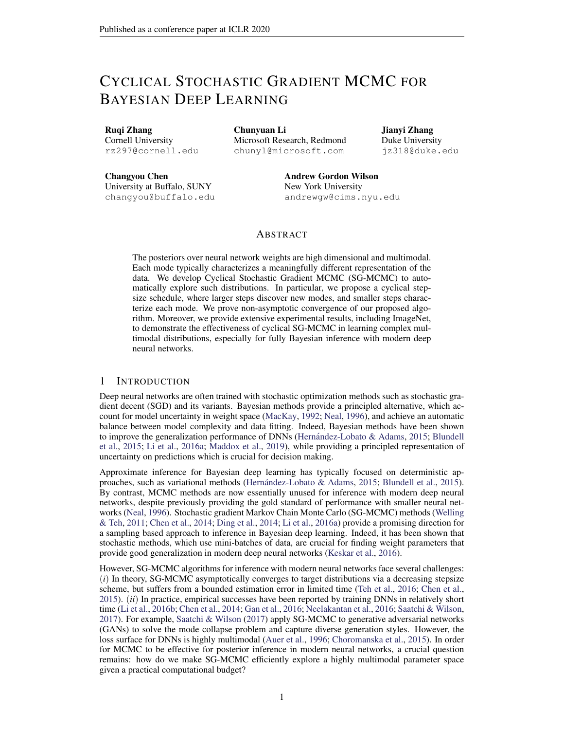# Cyclical Stochastic Gradient MCMC for Bayesian Deep Learning

**Ruqi Zhang**
Cornell University
rz297@cornell.edu

**Chunyuan Li**
Microsoft Research, Redmond
chunyl@microsoft.com

**Jianyi Zhang**
Duke University
jz318@duke.edu

**Changyou Chen**
University at Buffalo, SUNY
changyou@buffalo.edu

**Andrew Gordon Wilson**
New York University
andrewgw@cims.nyu.edu

## Abstract

The posteriors over neural network weights are high dimensional and multimodal. Each mode typically characterizes a meaningfully different representation of the data. We develop Cyclical Stochastic Gradient MCMC (SG-MCMC) to automatically explore such distributions. In particular, we propose a cyclical stepsize schedule, where larger steps discover new modes, and smaller steps characterize each mode. We prove non-asymptotic convergence of our proposed algorithm. Moreover, we provide extensive experimental results, including ImageNet, to demonstrate the effectiveness of cyclical SG-MCMC in learning complex multimodal distributions, especially for fully Bayesian inference with modern deep neural networks.

## 1 Introduction

Deep neural networks are often trained with stochastic optimization methods such as stochastic gradient decent (SGD) and its variants. Bayesian methods provide a principled alternative, which account for model uncertainty in weight space (MacKay, 1992; Neal, 1996), and achieve an automatic balance between model complexity and data fitting. Indeed, Bayesian methods have been shown to improve the generalization performance of DNNs (Hernández-Lobato & Adams, 2015; Blundell et al., 2015; Li et al., 2016a; Maddox et al., 2019), while providing a principled representation of uncertainty on predictions which is crucial for decision making.

Approximate inference for Bayesian deep learning has typically focused on deterministic approaches, such as variational methods (Hernández-Lobato & Adams, 2015; Blundell et al., 2015). By contrast, MCMC methods are now essentially unused for inference with modern deep neural networks, despite previously providing the gold standard of performance with smaller neural networks (Neal, 1996). Stochastic gradient Markov Chain Monte Carlo (SG-MCMC) methods (Welling & Teh, 2011; Chen et al., 2014; Ding et al., 2014; Li et al., 2016a) provide a promising direction for a sampling based approach to inference in Bayesian deep learning. Indeed, it has been shown that stochastic methods, which use mini-batches of data, are crucial for finding weight parameters that provide good generalization in modern deep neural networks (Keskar et al., 2016).

However, SG-MCMC algorithms for inference with modern neural networks face several challenges: (*i*) In theory, SG-MCMC asymptotically converges to target distributions via a decreasing stepsize scheme, but suffers from a bounded estimation error in limited time (Teh et al., 2016; Chen et al., 2015). (*ii*) In practice, empirical successes have been reported by training DNNs in relatively short time (Li et al., 2016b; Chen et al., 2014; Gan et al., 2016; Neelakantan et al., 2016; Saatchi & Wilson, 2017). For example, Saatchi & Wilson (2017) apply SG-MCMC to generative adversarial networks (GANs) to solve the mode collapse problem and capture diverse generation styles. However, the loss surface for DNNs is highly multimodal (Auer et al., 1996; Choromanska et al., 2015). In order for MCMC to be effective for posterior inference in modern neural networks, a crucial question remains: how do we make SG-MCMC efficiently explore a highly multimodal parameter space given a practical computational budget?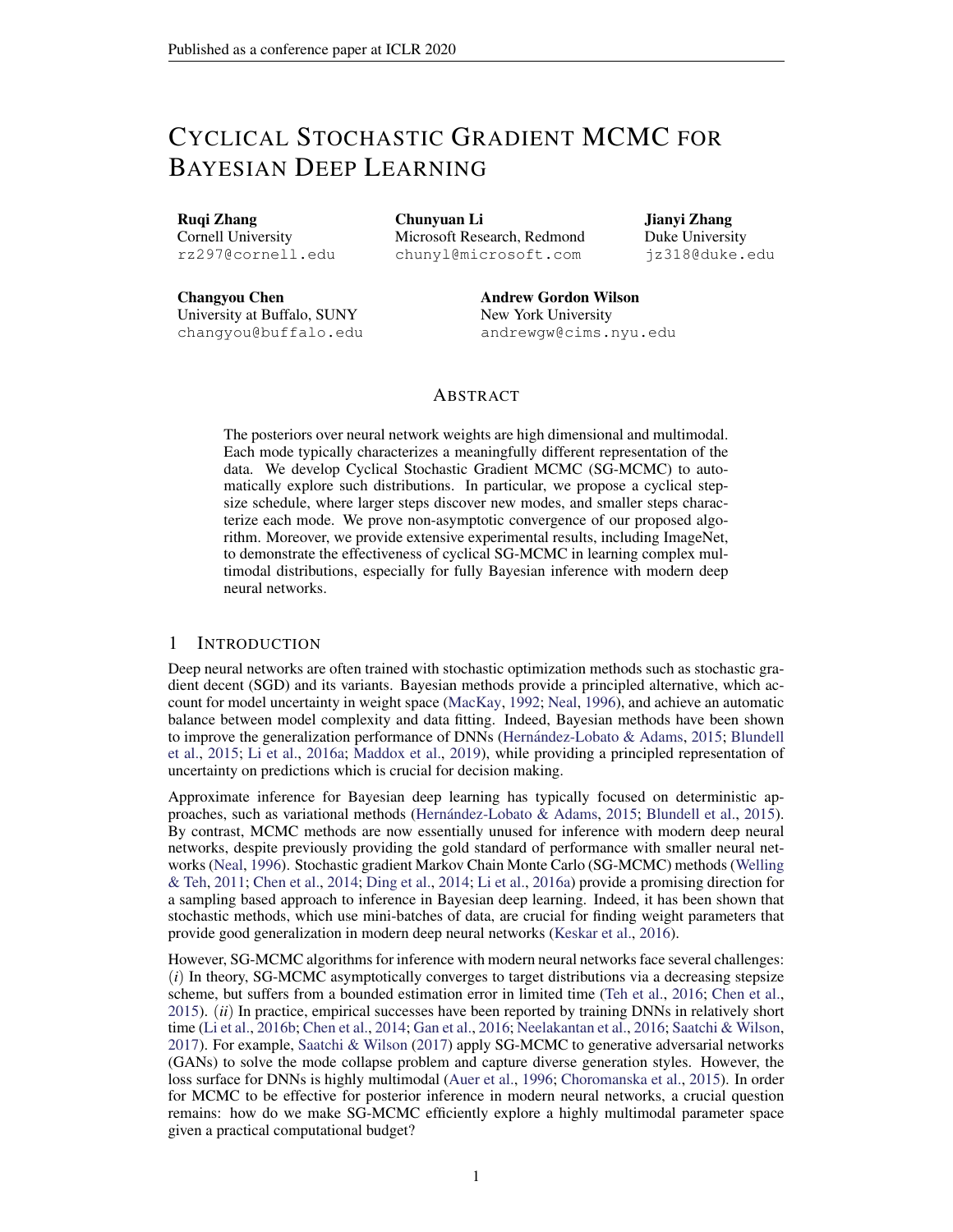# CYCLICAL STOCHASTIC GRADIENT MCMC FOR BAYESIAN DEEP LEARNING

**Ruqi Zhang**
Cornell University
rz297@cornell.edu

**Chunyuan Li**
Microsoft Research, Redmond
chunyl@microsoft.com

**Jianyi Zhang**
Duke University
jz318@duke.edu

**Changyou Chen**
University at Buffalo, SUNY
changyou@buffalo.edu

**Andrew Gordon Wilson**
New York University
andrewgw@cims.nyu.edu

## ABSTRACT

The posteriors over neural network weights are high dimensional and multimodal. Each mode typically characterizes a meaningfully different representation of the data. We develop Cyclical Stochastic Gradient MCMC (SG-MCMC) to automatically explore such distributions. In particular, we propose a cyclical stepsize schedule, where larger steps discover new modes, and smaller steps characterize each mode. We prove non-asymptotic convergence of our proposed algorithm. Moreover, we provide extensive experimental results, including ImageNet, to demonstrate the effectiveness of cyclical SG-MCMC in learning complex multimodal distributions, especially for fully Bayesian inference with modern deep neural networks.

## 1 INTRODUCTION

Deep neural networks are often trained with stochastic optimization methods such as stochastic gradient decent (SGD) and its variants. Bayesian methods provide a principled alternative, which account for model uncertainty in weight space (MacKay, 1992; Neal, 1996), and achieve an automatic balance between model complexity and data fitting. Indeed, Bayesian methods have been shown to improve the generalization performance of DNNs (Hernández-Lobato & Adams, 2015; Blundell et al., 2015; Li et al., 2016a; Maddox et al., 2019), while providing a principled representation of uncertainty on predictions which is crucial for decision making.

Approximate inference for Bayesian deep learning has typically focused on deterministic approaches, such as variational methods (Hernández-Lobato & Adams, 2015; Blundell et al., 2015). By contrast, MCMC methods are now essentially unused for inference with modern deep neural networks, despite previously providing the gold standard of performance with smaller neural networks (Neal, 1996). Stochastic gradient Markov Chain Monte Carlo (SG-MCMC) methods (Welling & Teh, 2011; Chen et al., 2014; Ding et al., 2014; Li et al., 2016a) provide a promising direction for a sampling based approach to inference in Bayesian deep learning. Indeed, it has been shown that stochastic methods, which use mini-batches of data, are crucial for finding weight parameters that provide good generalization in modern deep neural networks (Keskar et al., 2016).

However, SG-MCMC algorithms for inference with modern neural networks face several challenges: (*i*) In theory, SG-MCMC asymptotically converges to target distributions via a decreasing stepsize scheme, but suffers from a bounded estimation error in limited time (Teh et al., 2016; Chen et al., 2015). (*ii*) In practice, empirical successes have been reported by training DNNs in relatively short time (Li et al., 2016b; Chen et al., 2014; Gan et al., 2016; Neelakantan et al., 2016; Saatchi & Wilson, 2017). For example, Saatchi & Wilson (2017) apply SG-MCMC to generative adversarial networks (GANs) to solve the mode collapse problem and capture diverse generation styles. However, the loss surface for DNNs is highly multimodal (Auer et al., 1996; Choromanska et al., 2015). In order for MCMC to be effective for posterior inference in modern neural networks, a crucial question remains: how do we make SG-MCMC efficiently explore a highly multimodal parameter space given a practical computational budget?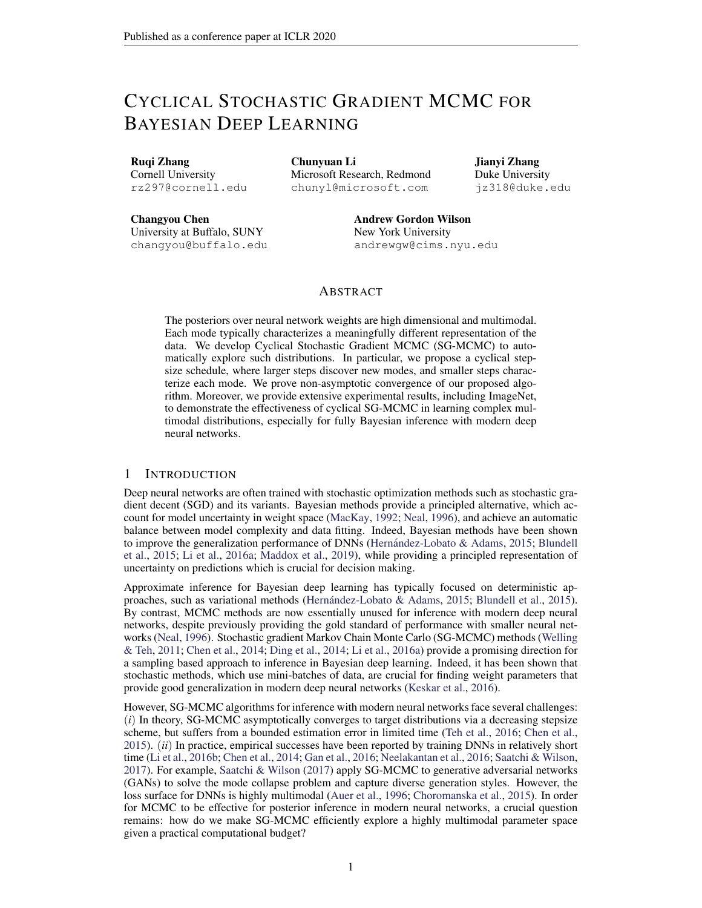# Cyclical Stochastic Gradient MCMC for Bayesian Deep Learning

**Ruqi Zhang**
Cornell University
rz297@cornell.edu

**Chunyuan Li**
Microsoft Research, Redmond
chunyl@microsoft.com

**Jianyi Zhang**
Duke University
jz318@duke.edu

**Changyou Chen**
University at Buffalo, SUNY
changyou@buffalo.edu

**Andrew Gordon Wilson**
New York University
andrewgw@cims.nyu.edu

## Abstract

The posteriors over neural network weights are high dimensional and multimodal. Each mode typically characterizes a meaningfully different representation of the data. We develop Cyclical Stochastic Gradient MCMC (SG-MCMC) to automatically explore such distributions. In particular, we propose a cyclical stepsize schedule, where larger steps discover new modes, and smaller steps characterize each mode. We prove non-asymptotic convergence of our proposed algorithm. Moreover, we provide extensive experimental results, including ImageNet, to demonstrate the effectiveness of cyclical SG-MCMC in learning complex multimodal distributions, especially for fully Bayesian inference with modern deep neural networks.

## 1 Introduction

Deep neural networks are often trained with stochastic optimization methods such as stochastic gradient decent (SGD) and its variants. Bayesian methods provide a principled alternative, which account for model uncertainty in weight space (MacKay, 1992; Neal, 1996), and achieve an automatic balance between model complexity and data fitting. Indeed, Bayesian methods have been shown to improve the generalization performance of DNNs (Hernández-Lobato & Adams, 2015; Blundell et al., 2015; Li et al., 2016a; Maddox et al., 2019), while providing a principled representation of uncertainty on predictions which is crucial for decision making.

Approximate inference for Bayesian deep learning has typically focused on deterministic approaches, such as variational methods (Hernández-Lobato & Adams, 2015; Blundell et al., 2015). By contrast, MCMC methods are now essentially unused for inference with modern deep neural networks, despite previously providing the gold standard of performance with smaller neural networks (Neal, 1996). Stochastic gradient Markov Chain Monte Carlo (SG-MCMC) methods (Welling & Teh, 2011; Chen et al., 2014; Ding et al., 2014; Li et al., 2016a) provide a promising direction for a sampling based approach to inference in Bayesian deep learning. Indeed, it has been shown that stochastic methods, which use mini-batches of data, are crucial for finding weight parameters that provide good generalization in modern deep neural networks (Keskar et al., 2016).

However, SG-MCMC algorithms for inference with modern neural networks face several challenges: (*i*) In theory, SG-MCMC asymptotically converges to target distributions via a decreasing stepsize scheme, but suffers from a bounded estimation error in limited time (Teh et al., 2016; Chen et al., 2015). (*ii*) In practice, empirical successes have been reported by training DNNs in relatively short time (Li et al., 2016b; Chen et al., 2014; Gan et al., 2016; Neelakantan et al., 2016; Saatchi & Wilson, 2017). For example, Saatchi & Wilson (2017) apply SG-MCMC to generative adversarial networks (GANs) to solve the mode collapse problem and capture diverse generation styles. However, the loss surface for DNNs is highly multimodal (Auer et al., 1996; Choromanska et al., 2015). In order for MCMC to be effective for posterior inference in modern neural networks, a crucial question remains: how do we make SG-MCMC efficiently explore a highly multimodal parameter space given a practical computational budget?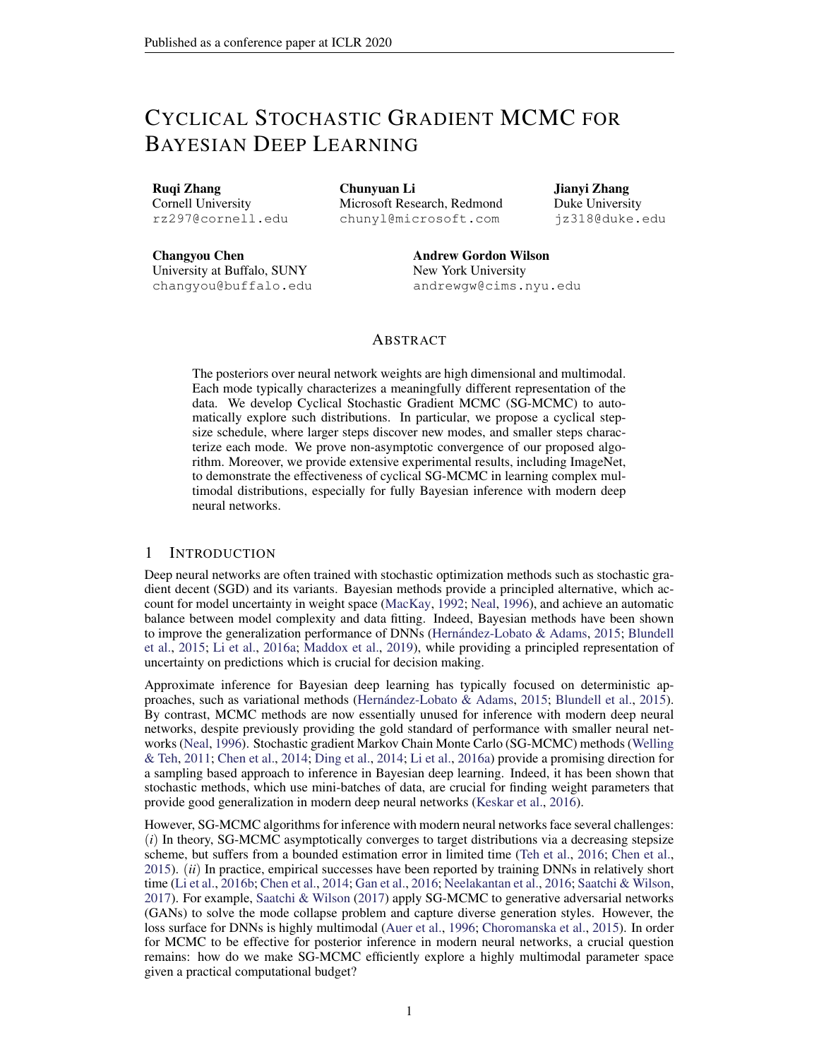# Cyclical Stochastic Gradient MCMC for Bayesian Deep Learning

**Ruqi Zhang**
Cornell University
rz297@cornell.edu

**Chunyuan Li**
Microsoft Research, Redmond
chunyl@microsoft.com

**Jianyi Zhang**
Duke University
jz318@duke.edu

**Changyou Chen**
University at Buffalo, SUNY
changyou@buffalo.edu

**Andrew Gordon Wilson**
New York University
andrewgw@cims.nyu.edu

## Abstract

The posteriors over neural network weights are high dimensional and multimodal. Each mode typically characterizes a meaningfully different representation of the data. We develop Cyclical Stochastic Gradient MCMC (SG-MCMC) to automatically explore such distributions. In particular, we propose a cyclical stepsize schedule, where larger steps discover new modes, and smaller steps characterize each mode. We prove non-asymptotic convergence of our proposed algorithm. Moreover, we provide extensive experimental results, including ImageNet, to demonstrate the effectiveness of cyclical SG-MCMC in learning complex multimodal distributions, especially for fully Bayesian inference with modern deep neural networks.

## 1 Introduction

Deep neural networks are often trained with stochastic optimization methods such as stochastic gradient decent (SGD) and its variants. Bayesian methods provide a principled alternative, which account for model uncertainty in weight space (MacKay, 1992; Neal, 1996), and achieve an automatic balance between model complexity and data fitting. Indeed, Bayesian methods have been shown to improve the generalization performance of DNNs (Hernández-Lobato & Adams, 2015; Blundell et al., 2015; Li et al., 2016a; Maddox et al., 2019), while providing a principled representation of uncertainty on predictions which is crucial for decision making.

Approximate inference for Bayesian deep learning has typically focused on deterministic approaches, such as variational methods (Hernández-Lobato & Adams, 2015; Blundell et al., 2015). By contrast, MCMC methods are now essentially unused for inference with modern deep neural networks, despite previously providing the gold standard of performance with smaller neural networks (Neal, 1996). Stochastic gradient Markov Chain Monte Carlo (SG-MCMC) methods (Welling & Teh, 2011; Chen et al., 2014; Ding et al., 2014; Li et al., 2016a) provide a promising direction for a sampling based approach to inference in Bayesian deep learning. Indeed, it has been shown that stochastic methods, which use mini-batches of data, are crucial for finding weight parameters that provide good generalization in modern deep neural networks (Keskar et al., 2016).

However, SG-MCMC algorithms for inference with modern neural networks face several challenges: (*i*) In theory, SG-MCMC asymptotically converges to target distributions via a decreasing stepsize scheme, but suffers from a bounded estimation error in limited time (Teh et al., 2016; Chen et al., 2015). (*ii*) In practice, empirical successes have been reported by training DNNs in relatively short time (Li et al., 2016b; Chen et al., 2014; Gan et al., 2016; Neelakantan et al., 2016; Saatchi & Wilson, 2017). For example, Saatchi & Wilson (2017) apply SG-MCMC to generative adversarial networks (GANs) to solve the mode collapse problem and capture diverse generation styles. However, the loss surface for DNNs is highly multimodal (Auer et al., 1996; Choromanska et al., 2015). In order for MCMC to be effective for posterior inference in modern neural networks, a crucial question remains: how do we make SG-MCMC efficiently explore a highly multimodal parameter space given a practical computational budget?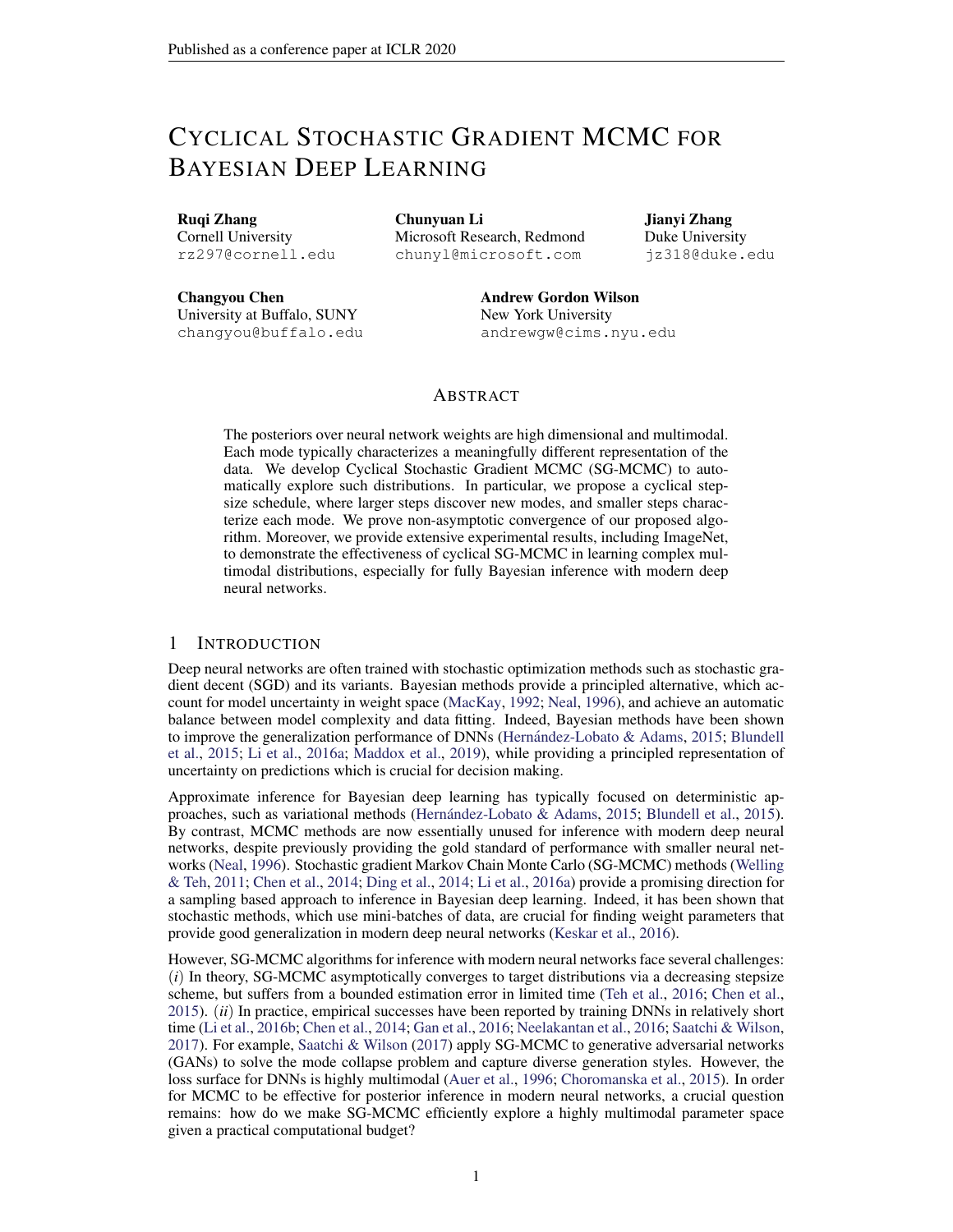# Cyclical Stochastic Gradient MCMC for Bayesian Deep Learning

**Ruqi Zhang**
Cornell University
rz297@cornell.edu

**Chunyuan Li**
Microsoft Research, Redmond
chunyl@microsoft.com

**Jianyi Zhang**
Duke University
jz318@duke.edu

**Changyou Chen**
University at Buffalo, SUNY
changyou@buffalo.edu

**Andrew Gordon Wilson**
New York University
andrewgw@cims.nyu.edu

## Abstract

The posteriors over neural network weights are high dimensional and multimodal. Each mode typically characterizes a meaningfully different representation of the data. We develop Cyclical Stochastic Gradient MCMC (SG-MCMC) to automatically explore such distributions. In particular, we propose a cyclical stepsize schedule, where larger steps discover new modes, and smaller steps characterize each mode. We prove non-asymptotic convergence of our proposed algorithm. Moreover, we provide extensive experimental results, including ImageNet, to demonstrate the effectiveness of cyclical SG-MCMC in learning complex multimodal distributions, especially for fully Bayesian inference with modern deep neural networks.

## 1 Introduction

Deep neural networks are often trained with stochastic optimization methods such as stochastic gradient decent (SGD) and its variants. Bayesian methods provide a principled alternative, which account for model uncertainty in weight space (MacKay, 1992; Neal, 1996), and achieve an automatic balance between model complexity and data fitting. Indeed, Bayesian methods have been shown to improve the generalization performance of DNNs (Hernández-Lobato & Adams, 2015; Blundell et al., 2015; Li et al., 2016a; Maddox et al., 2019), while providing a principled representation of uncertainty on predictions which is crucial for decision making.

Approximate inference for Bayesian deep learning has typically focused on deterministic approaches, such as variational methods (Hernández-Lobato & Adams, 2015; Blundell et al., 2015). By contrast, MCMC methods are now essentially unused for inference with modern deep neural networks, despite previously providing the gold standard of performance with smaller neural networks (Neal, 1996). Stochastic gradient Markov Chain Monte Carlo (SG-MCMC) methods (Welling & Teh, 2011; Chen et al., 2014; Ding et al., 2014; Li et al., 2016a) provide a promising direction for a sampling based approach to inference in Bayesian deep learning. Indeed, it has been shown that stochastic methods, which use mini-batches of data, are crucial for finding weight parameters that provide good generalization in modern deep neural networks (Keskar et al., 2016).

However, SG-MCMC algorithms for inference with modern neural networks face several challenges: (*i*) In theory, SG-MCMC asymptotically converges to target distributions via a decreasing stepsize scheme, but suffers from a bounded estimation error in limited time (Teh et al., 2016; Chen et al., 2015). (*ii*) In practice, empirical successes have been reported by training DNNs in relatively short time (Li et al., 2016b; Chen et al., 2014; Gan et al., 2016; Neelakantan et al., 2016; Saatchi & Wilson, 2017). For example, Saatchi & Wilson (2017) apply SG-MCMC to generative adversarial networks (GANs) to solve the mode collapse problem and capture diverse generation styles. However, the loss surface for DNNs is highly multimodal (Auer et al., 1996; Choromanska et al., 2015). In order for MCMC to be effective for posterior inference in modern neural networks, a crucial question remains: how do we make SG-MCMC efficiently explore a highly multimodal parameter space given a practical computational budget?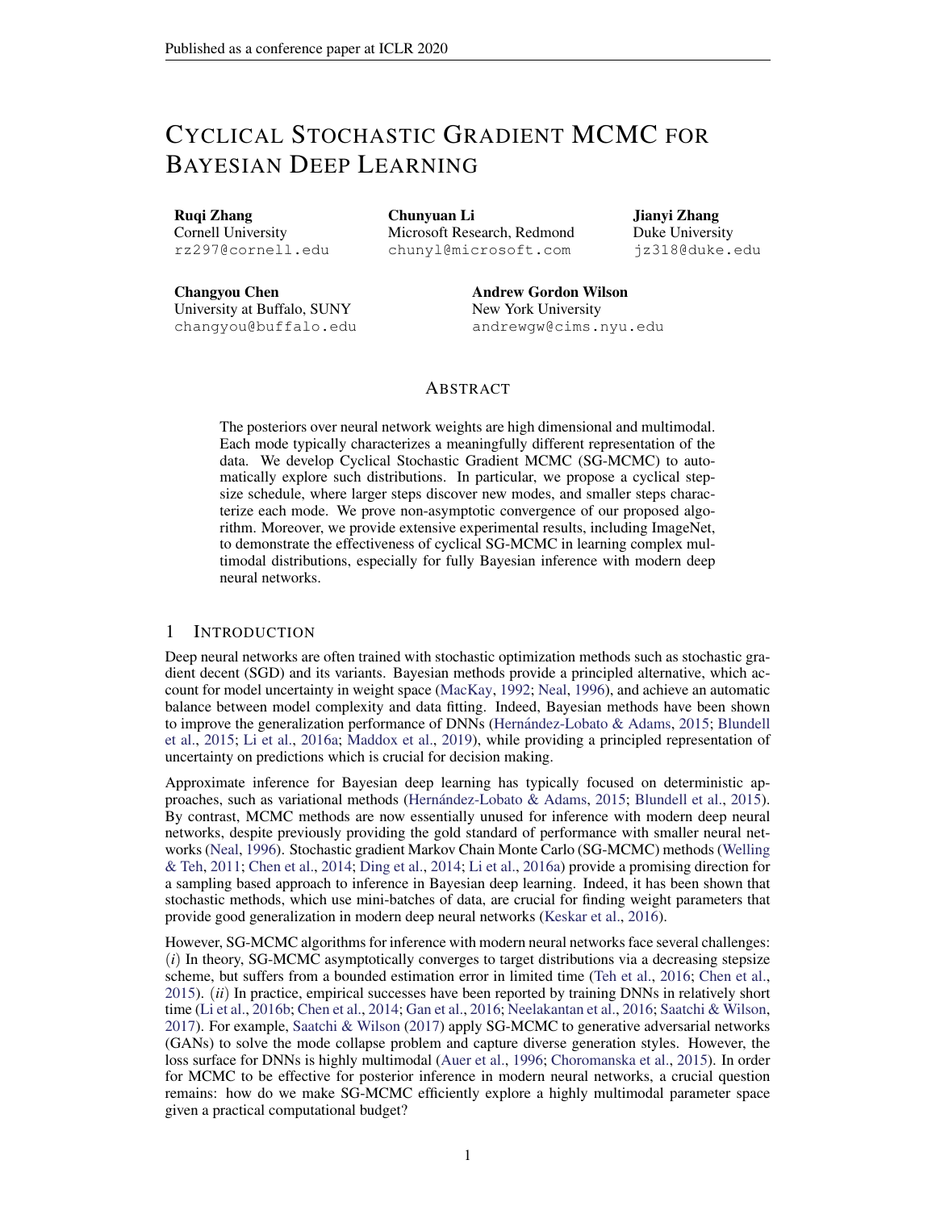# Cyclical Stochastic Gradient MCMC for Bayesian Deep Learning

**Ruqi Zhang**
Cornell University
rz297@cornell.edu

**Chunyuan Li**
Microsoft Research, Redmond
chunyl@microsoft.com

**Jianyi Zhang**
Duke University
jz318@duke.edu

**Changyou Chen**
University at Buffalo, SUNY
changyou@buffalo.edu

**Andrew Gordon Wilson**
New York University
andrewgw@cims.nyu.edu

## Abstract

The posteriors over neural network weights are high dimensional and multimodal. Each mode typically characterizes a meaningfully different representation of the data. We develop Cyclical Stochastic Gradient MCMC (SG-MCMC) to automatically explore such distributions. In particular, we propose a cyclical stepsize schedule, where larger steps discover new modes, and smaller steps characterize each mode. We prove non-asymptotic convergence of our proposed algorithm. Moreover, we provide extensive experimental results, including ImageNet, to demonstrate the effectiveness of cyclical SG-MCMC in learning complex multimodal distributions, especially for fully Bayesian inference with modern deep neural networks.

## 1 Introduction

Deep neural networks are often trained with stochastic optimization methods such as stochastic gradient decent (SGD) and its variants. Bayesian methods provide a principled alternative, which account for model uncertainty in weight space (MacKay, 1992; Neal, 1996), and achieve an automatic balance between model complexity and data fitting. Indeed, Bayesian methods have been shown to improve the generalization performance of DNNs (Hernández-Lobato & Adams, 2015; Blundell et al., 2015; Li et al., 2016a; Maddox et al., 2019), while providing a principled representation of uncertainty on predictions which is crucial for decision making.

Approximate inference for Bayesian deep learning has typically focused on deterministic approaches, such as variational methods (Hernández-Lobato & Adams, 2015; Blundell et al., 2015). By contrast, MCMC methods are now essentially unused for inference with modern deep neural networks, despite previously providing the gold standard of performance with smaller neural networks (Neal, 1996). Stochastic gradient Markov Chain Monte Carlo (SG-MCMC) methods (Welling & Teh, 2011; Chen et al., 2014; Ding et al., 2014; Li et al., 2016a) provide a promising direction for a sampling based approach to inference in Bayesian deep learning. Indeed, it has been shown that stochastic methods, which use mini-batches of data, are crucial for finding weight parameters that provide good generalization in modern deep neural networks (Keskar et al., 2016).

However, SG-MCMC algorithms for inference with modern neural networks face several challenges: (*i*) In theory, SG-MCMC asymptotically converges to target distributions via a decreasing stepsize scheme, but suffers from a bounded estimation error in limited time (Teh et al., 2016; Chen et al., 2015). (*ii*) In practice, empirical successes have been reported by training DNNs in relatively short time (Li et al., 2016b; Chen et al., 2014; Gan et al., 2016; Neelakantan et al., 2016; Saatchi & Wilson, 2017). For example, Saatchi & Wilson (2017) apply SG-MCMC to generative adversarial networks (GANs) to solve the mode collapse problem and capture diverse generation styles. However, the loss surface for DNNs is highly multimodal (Auer et al., 1996; Choromanska et al., 2015). In order for MCMC to be effective for posterior inference in modern neural networks, a crucial question remains: how do we make SG-MCMC efficiently explore a highly multimodal parameter space given a practical computational budget?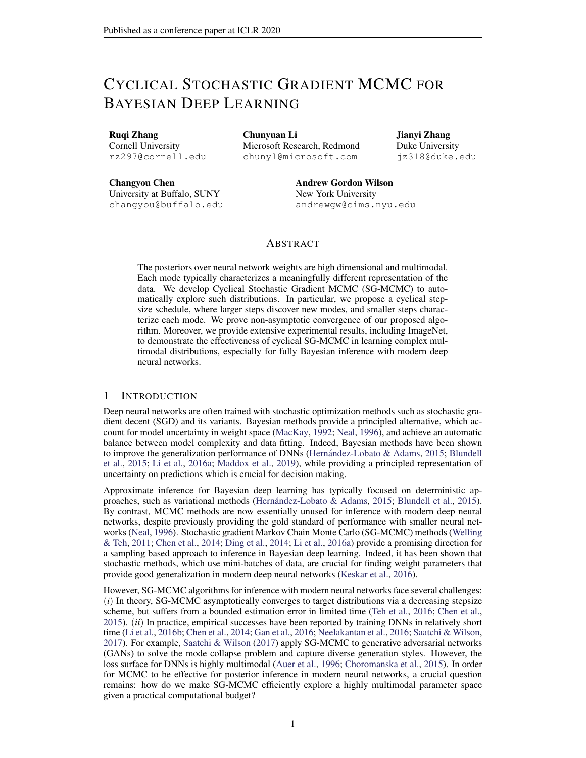# Cyclical Stochastic Gradient MCMC for Bayesian Deep Learning

**Ruqi Zhang**  
Cornell University  
rz297@cornell.edu

**Chunyuan Li**  
Microsoft Research, Redmond  
chunyl@microsoft.com

**Jianyi Zhang**  
Duke University  
jz318@duke.edu

**Changyou Chen**  
University at Buffalo, SUNY  
changyou@buffalo.edu

**Andrew Gordon Wilson**  
New York University  
andrewgw@cims.nyu.edu

## Abstract

The posteriors over neural network weights are high dimensional and multimodal. Each mode typically characterizes a meaningfully different representation of the data. We develop Cyclical Stochastic Gradient MCMC (SG-MCMC) to automatically explore such distributions. In particular, we propose a cyclical stepsize schedule, where larger steps discover new modes, and smaller steps characterize each mode. We prove non-asymptotic convergence of our proposed algorithm. Moreover, we provide extensive experimental results, including ImageNet, to demonstrate the effectiveness of cyclical SG-MCMC in learning complex multimodal distributions, especially for fully Bayesian inference with modern deep neural networks.

## 1 Introduction

Deep neural networks are often trained with stochastic optimization methods such as stochastic gradient decent (SGD) and its variants. Bayesian methods provide a principled alternative, which account for model uncertainty in weight space (MacKay, 1992; Neal, 1996), and achieve an automatic balance between model complexity and data fitting. Indeed, Bayesian methods have been shown to improve the generalization performance of DNNs (Hernández-Lobato & Adams, 2015; Blundell et al., 2015; Li et al., 2016a; Maddox et al., 2019), while providing a principled representation of uncertainty on predictions which is crucial for decision making.

Approximate inference for Bayesian deep learning has typically focused on deterministic approaches, such as variational methods (Hernández-Lobato & Adams, 2015; Blundell et al., 2015). By contrast, MCMC methods are now essentially unused for inference with modern deep neural networks, despite previously providing the gold standard of performance with smaller neural networks (Neal, 1996). Stochastic gradient Markov Chain Monte Carlo (SG-MCMC) methods (Welling & Teh, 2011; Chen et al., 2014; Ding et al., 2014; Li et al., 2016a) provide a promising direction for a sampling based approach to inference in Bayesian deep learning. Indeed, it has been shown that stochastic methods, which use mini-batches of data, are crucial for finding weight parameters that provide good generalization in modern deep neural networks (Keskar et al., 2016).

However, SG-MCMC algorithms for inference with modern neural networks face several challenges: (*i*) In theory, SG-MCMC asymptotically converges to target distributions via a decreasing stepsize scheme, but suffers from a bounded estimation error in limited time (Teh et al., 2016; Chen et al., 2015). (*ii*) In practice, empirical successes have been reported by training DNNs in relatively short time (Li et al., 2016b; Chen et al., 2014; Gan et al., 2016; Neelakantan et al., 2016; Saatchi & Wilson, 2017). For example, Saatchi & Wilson (2017) apply SG-MCMC to generative adversarial networks (GANs) to solve the mode collapse problem and capture diverse generation styles. However, the loss surface for DNNs is highly multimodal (Auer et al., 1996; Choromanska et al., 2015). In order for MCMC to be effective for posterior inference in modern neural networks, a crucial question remains: how do we make SG-MCMC efficiently explore a highly multimodal parameter space given a practical computational budget?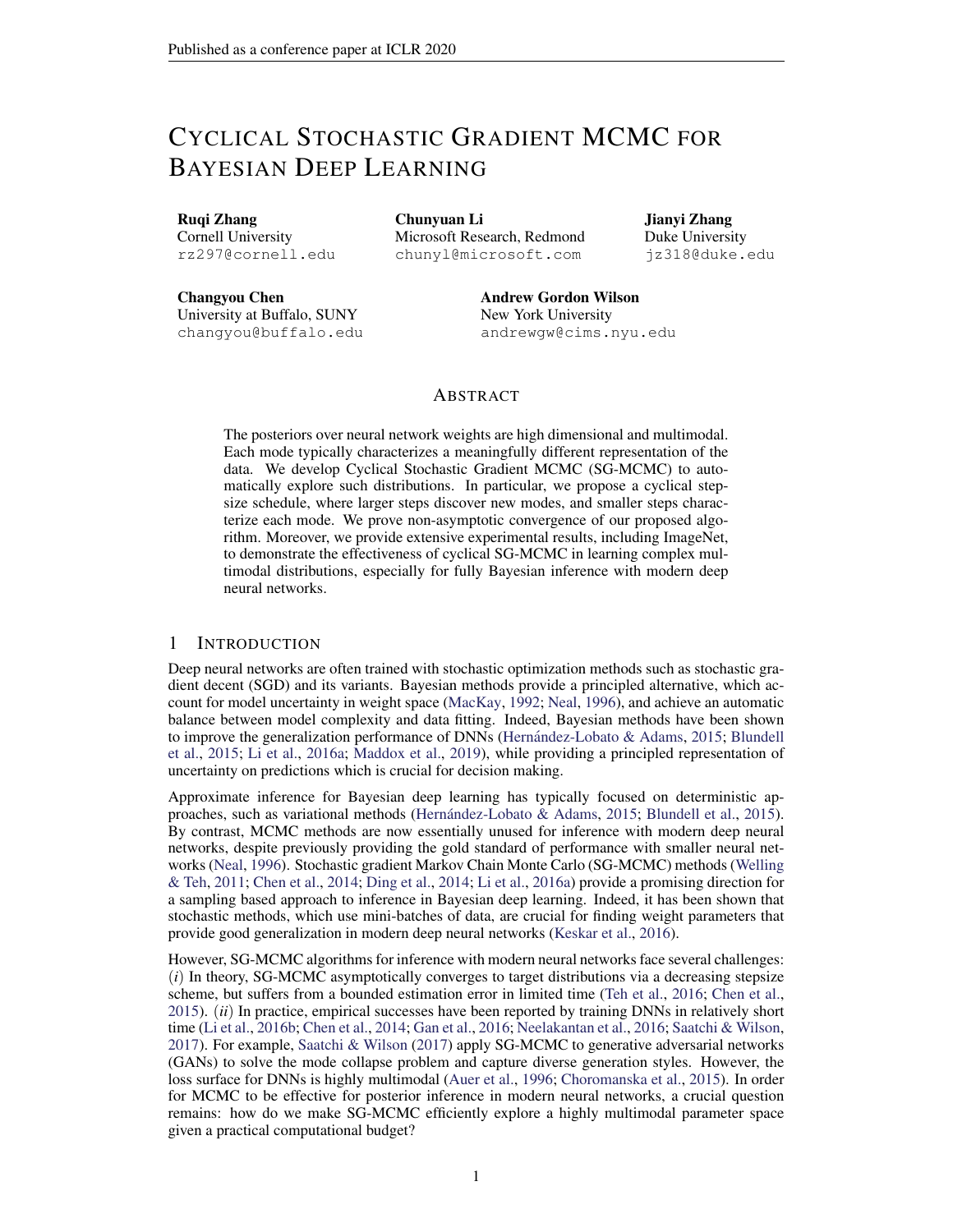# Cyclical Stochastic Gradient MCMC for Bayesian Deep Learning

**Ruqi Zhang**
Cornell University
rz297@cornell.edu

**Chunyuan Li**
Microsoft Research, Redmond
chunyl@microsoft.com

**Jianyi Zhang**
Duke University
jz318@duke.edu

**Changyou Chen**
University at Buffalo, SUNY
changyou@buffalo.edu

**Andrew Gordon Wilson**
New York University
andrewgw@cims.nyu.edu

## Abstract

The posteriors over neural network weights are high dimensional and multimodal. Each mode typically characterizes a meaningfully different representation of the data. We develop Cyclical Stochastic Gradient MCMC (SG-MCMC) to automatically explore such distributions. In particular, we propose a cyclical stepsize schedule, where larger steps discover new modes, and smaller steps characterize each mode. We prove non-asymptotic convergence of our proposed algorithm. Moreover, we provide extensive experimental results, including ImageNet, to demonstrate the effectiveness of cyclical SG-MCMC in learning complex multimodal distributions, especially for fully Bayesian inference with modern deep neural networks.

## 1 Introduction

Deep neural networks are often trained with stochastic optimization methods such as stochastic gradient decent (SGD) and its variants. Bayesian methods provide a principled alternative, which account for model uncertainty in weight space (MacKay, 1992; Neal, 1996), and achieve an automatic balance between model complexity and data fitting. Indeed, Bayesian methods have been shown to improve the generalization performance of DNNs (Hernández-Lobato & Adams, 2015; Blundell et al., 2015; Li et al., 2016a; Maddox et al., 2019), while providing a principled representation of uncertainty on predictions which is crucial for decision making.

Approximate inference for Bayesian deep learning has typically focused on deterministic approaches, such as variational methods (Hernández-Lobato & Adams, 2015; Blundell et al., 2015). By contrast, MCMC methods are now essentially unused for inference with modern deep neural networks, despite previously providing the gold standard of performance with smaller neural networks (Neal, 1996). Stochastic gradient Markov Chain Monte Carlo (SG-MCMC) methods (Welling & Teh, 2011; Chen et al., 2014; Ding et al., 2014; Li et al., 2016a) provide a promising direction for a sampling based approach to inference in Bayesian deep learning. Indeed, it has been shown that stochastic methods, which use mini-batches of data, are crucial for finding weight parameters that provide good generalization in modern deep neural networks (Keskar et al., 2016).

However, SG-MCMC algorithms for inference with modern neural networks face several challenges: (*i*) In theory, SG-MCMC asymptotically converges to target distributions via a decreasing stepsize scheme, but suffers from a bounded estimation error in limited time (Teh et al., 2016; Chen et al., 2015). (*ii*) In practice, empirical successes have been reported by training DNNs in relatively short time (Li et al., 2016b; Chen et al., 2014; Gan et al., 2016; Neelakantan et al., 2016; Saatchi & Wilson, 2017). For example, Saatchi & Wilson (2017) apply SG-MCMC to generative adversarial networks (GANs) to solve the mode collapse problem and capture diverse generation styles. However, the loss surface for DNNs is highly multimodal (Auer et al., 1996; Choromanska et al., 2015). In order for MCMC to be effective for posterior inference in modern neural networks, a crucial question remains: how do we make SG-MCMC efficiently explore a highly multimodal parameter space given a practical computational budget?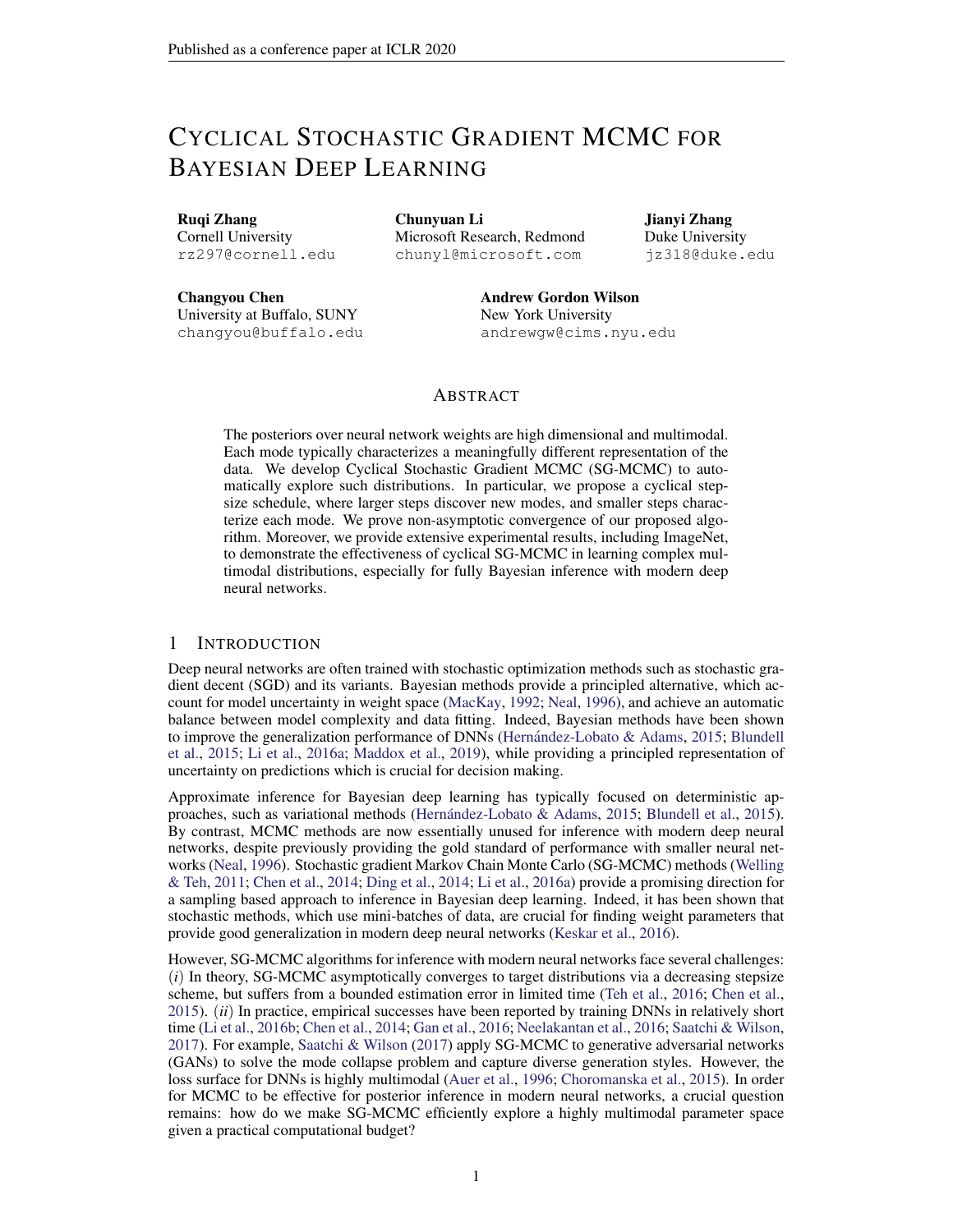# Cyclical Stochastic Gradient MCMC for Bayesian Deep Learning

**Ruqi Zhang**
Cornell University
rz297@cornell.edu

**Chunyuan Li**
Microsoft Research, Redmond
chunyl@microsoft.com

**Jianyi Zhang**
Duke University
jz318@duke.edu

**Changyou Chen**
University at Buffalo, SUNY
changyou@buffalo.edu

**Andrew Gordon Wilson**
New York University
andrewgw@cims.nyu.edu

## Abstract

The posteriors over neural network weights are high dimensional and multimodal. Each mode typically characterizes a meaningfully different representation of the data. We develop Cyclical Stochastic Gradient MCMC (SG-MCMC) to automatically explore such distributions. In particular, we propose a cyclical stepsize schedule, where larger steps discover new modes, and smaller steps characterize each mode. We prove non-asymptotic convergence of our proposed algorithm. Moreover, we provide extensive experimental results, including ImageNet, to demonstrate the effectiveness of cyclical SG-MCMC in learning complex multimodal distributions, especially for fully Bayesian inference with modern deep neural networks.

## 1 Introduction

Deep neural networks are often trained with stochastic optimization methods such as stochastic gradient decent (SGD) and its variants. Bayesian methods provide a principled alternative, which account for model uncertainty in weight space (MacKay, 1992; Neal, 1996), and achieve an automatic balance between model complexity and data fitting. Indeed, Bayesian methods have been shown to improve the generalization performance of DNNs (Hernández-Lobato & Adams, 2015; Blundell et al., 2015; Li et al., 2016a; Maddox et al., 2019), while providing a principled representation of uncertainty on predictions which is crucial for decision making.

Approximate inference for Bayesian deep learning has typically focused on deterministic approaches, such as variational methods (Hernández-Lobato & Adams, 2015; Blundell et al., 2015). By contrast, MCMC methods are now essentially unused for inference with modern deep neural networks, despite previously providing the gold standard of performance with smaller neural networks (Neal, 1996). Stochastic gradient Markov Chain Monte Carlo (SG-MCMC) methods (Welling & Teh, 2011; Chen et al., 2014; Ding et al., 2014; Li et al., 2016a) provide a promising direction for a sampling based approach to inference in Bayesian deep learning. Indeed, it has been shown that stochastic methods, which use mini-batches of data, are crucial for finding weight parameters that provide good generalization in modern deep neural networks (Keskar et al., 2016).

However, SG-MCMC algorithms for inference with modern neural networks face several challenges: (*i*) In theory, SG-MCMC asymptotically converges to target distributions via a decreasing stepsize scheme, but suffers from a bounded estimation error in limited time (Teh et al., 2016; Chen et al., 2015). (*ii*) In practice, empirical successes have been reported by training DNNs in relatively short time (Li et al., 2016b; Chen et al., 2014; Gan et al., 2016; Neelakantan et al., 2016; Saatchi & Wilson, 2017). For example, Saatchi & Wilson (2017) apply SG-MCMC to generative adversarial networks (GANs) to solve the mode collapse problem and capture diverse generation styles. However, the loss surface for DNNs is highly multimodal (Auer et al., 1996; Choromanska et al., 2015). In order for MCMC to be effective for posterior inference in modern neural networks, a crucial question remains: how do we make SG-MCMC efficiently explore a highly multimodal parameter space given a practical computational budget?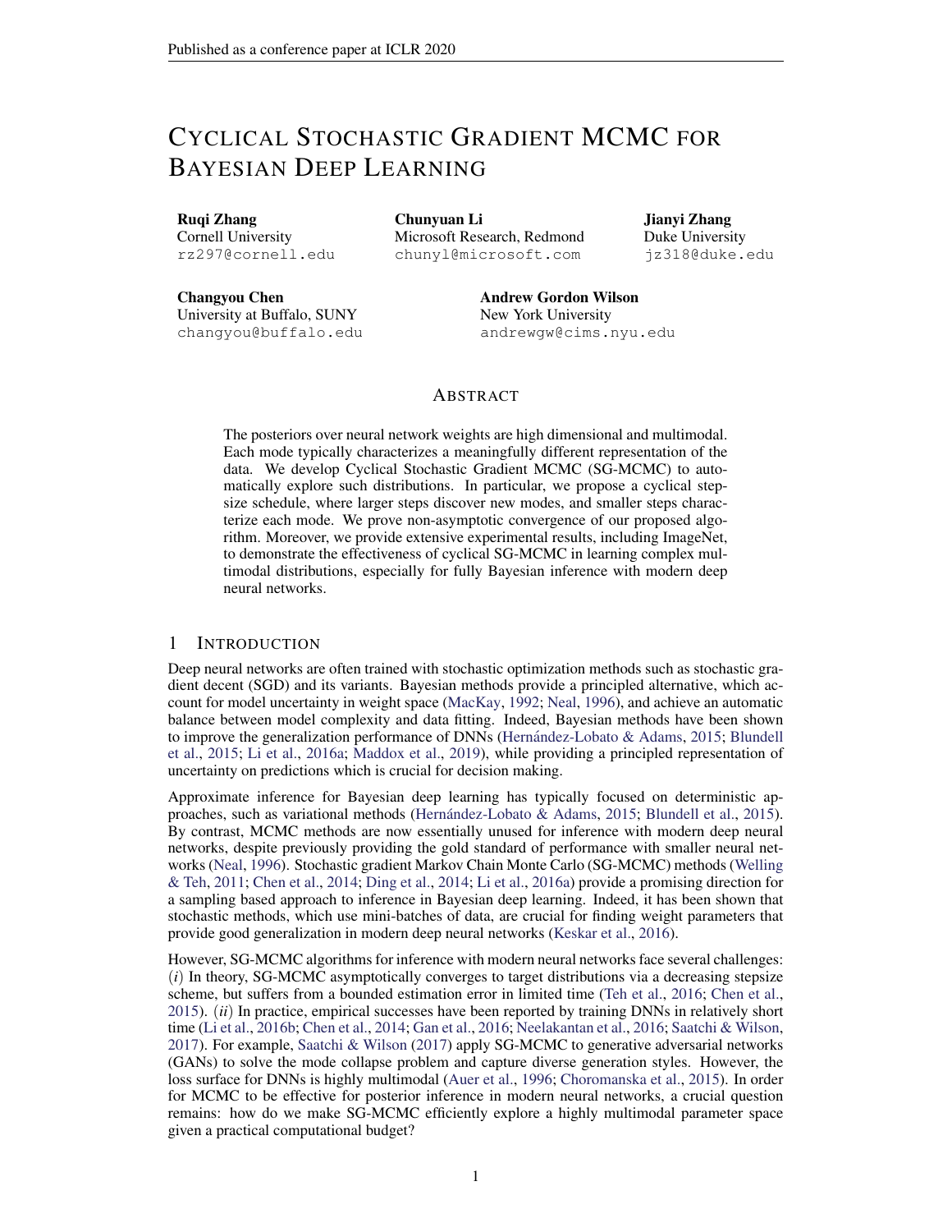# Cyclical Stochastic Gradient MCMC for Bayesian Deep Learning

**Ruqi Zhang**
Cornell University
rz297@cornell.edu

**Chunyuan Li**
Microsoft Research, Redmond
chunyl@microsoft.com

**Jianyi Zhang**
Duke University
jz318@duke.edu

**Changyou Chen**
University at Buffalo, SUNY
changyou@buffalo.edu

**Andrew Gordon Wilson**
New York University
andrewgw@cims.nyu.edu

## Abstract

The posteriors over neural network weights are high dimensional and multimodal. Each mode typically characterizes a meaningfully different representation of the data. We develop Cyclical Stochastic Gradient MCMC (SG-MCMC) to automatically explore such distributions. In particular, we propose a cyclical stepsize schedule, where larger steps discover new modes, and smaller steps characterize each mode. We prove non-asymptotic convergence of our proposed algorithm. Moreover, we provide extensive experimental results, including ImageNet, to demonstrate the effectiveness of cyclical SG-MCMC in learning complex multimodal distributions, especially for fully Bayesian inference with modern deep neural networks.

## 1 Introduction

Deep neural networks are often trained with stochastic optimization methods such as stochastic gradient decent (SGD) and its variants. Bayesian methods provide a principled alternative, which account for model uncertainty in weight space (MacKay, 1992; Neal, 1996), and achieve an automatic balance between model complexity and data fitting. Indeed, Bayesian methods have been shown to improve the generalization performance of DNNs (Hernández-Lobato & Adams, 2015; Blundell et al., 2015; Li et al., 2016a; Maddox et al., 2019), while providing a principled representation of uncertainty on predictions which is crucial for decision making.

Approximate inference for Bayesian deep learning has typically focused on deterministic approaches, such as variational methods (Hernández-Lobato & Adams, 2015; Blundell et al., 2015). By contrast, MCMC methods are now essentially unused for inference with modern deep neural networks, despite previously providing the gold standard of performance with smaller neural networks (Neal, 1996). Stochastic gradient Markov Chain Monte Carlo (SG-MCMC) methods (Welling & Teh, 2011; Chen et al., 2014; Ding et al., 2014; Li et al., 2016a) provide a promising direction for a sampling based approach to inference in Bayesian deep learning. Indeed, it has been shown that stochastic methods, which use mini-batches of data, are crucial for finding weight parameters that provide good generalization in modern deep neural networks (Keskar et al., 2016).

However, SG-MCMC algorithms for inference with modern neural networks face several challenges: (*i*) In theory, SG-MCMC asymptotically converges to target distributions via a decreasing stepsize scheme, but suffers from a bounded estimation error in limited time (Teh et al., 2016; Chen et al., 2015). (*ii*) In practice, empirical successes have been reported by training DNNs in relatively short time (Li et al., 2016b; Chen et al., 2014; Gan et al., 2016; Neelakantan et al., 2016; Saatchi & Wilson, 2017). For example, Saatchi & Wilson (2017) apply SG-MCMC to generative adversarial networks (GANs) to solve the mode collapse problem and capture diverse generation styles. However, the loss surface for DNNs is highly multimodal (Auer et al., 1996; Choromanska et al., 2015). In order for MCMC to be effective for posterior inference in modern neural networks, a crucial question remains: how do we make SG-MCMC efficiently explore a highly multimodal parameter space given a practical computational budget?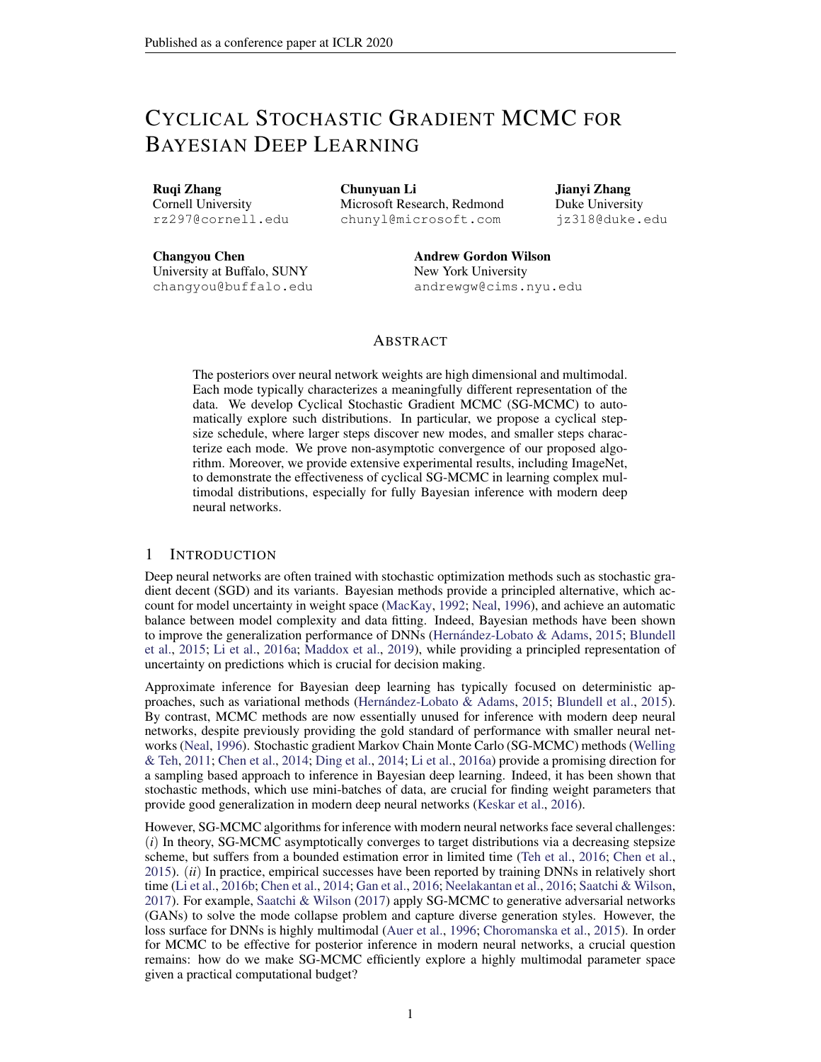# Cyclical Stochastic Gradient MCMC for Bayesian Deep Learning

**Ruqi Zhang**
Cornell University
rz297@cornell.edu

**Chunyuan Li**
Microsoft Research, Redmond
chunyl@microsoft.com

**Jianyi Zhang**
Duke University
jz318@duke.edu

**Changyou Chen**
University at Buffalo, SUNY
changyou@buffalo.edu

**Andrew Gordon Wilson**
New York University
andrewgw@cims.nyu.edu

## Abstract

The posteriors over neural network weights are high dimensional and multimodal. Each mode typically characterizes a meaningfully different representation of the data. We develop Cyclical Stochastic Gradient MCMC (SG-MCMC) to automatically explore such distributions. In particular, we propose a cyclical stepsize schedule, where larger steps discover new modes, and smaller steps characterize each mode. We prove non-asymptotic convergence of our proposed algorithm. Moreover, we provide extensive experimental results, including ImageNet, to demonstrate the effectiveness of cyclical SG-MCMC in learning complex multimodal distributions, especially for fully Bayesian inference with modern deep neural networks.

## 1 Introduction

Deep neural networks are often trained with stochastic optimization methods such as stochastic gradient decent (SGD) and its variants. Bayesian methods provide a principled alternative, which account for model uncertainty in weight space (MacKay, 1992; Neal, 1996), and achieve an automatic balance between model complexity and data fitting. Indeed, Bayesian methods have been shown to improve the generalization performance of DNNs (Hernández-Lobato & Adams, 2015; Blundell et al., 2015; Li et al., 2016a; Maddox et al., 2019), while providing a principled representation of uncertainty on predictions which is crucial for decision making.

Approximate inference for Bayesian deep learning has typically focused on deterministic approaches, such as variational methods (Hernández-Lobato & Adams, 2015; Blundell et al., 2015). By contrast, MCMC methods are now essentially unused for inference with modern deep neural networks, despite previously providing the gold standard of performance with smaller neural networks (Neal, 1996). Stochastic gradient Markov Chain Monte Carlo (SG-MCMC) methods (Welling & Teh, 2011; Chen et al., 2014; Ding et al., 2014; Li et al., 2016a) provide a promising direction for a sampling based approach to inference in Bayesian deep learning. Indeed, it has been shown that stochastic methods, which use mini-batches of data, are crucial for finding weight parameters that provide good generalization in modern deep neural networks (Keskar et al., 2016).

However, SG-MCMC algorithms for inference with modern neural networks face several challenges: (*i*) In theory, SG-MCMC asymptotically converges to target distributions via a decreasing stepsize scheme, but suffers from a bounded estimation error in limited time (Teh et al., 2016; Chen et al., 2015). (*ii*) In practice, empirical successes have been reported by training DNNs in relatively short time (Li et al., 2016b; Chen et al., 2014; Gan et al., 2016; Neelakantan et al., 2016; Saatchi & Wilson, 2017). For example, Saatchi & Wilson (2017) apply SG-MCMC to generative adversarial networks (GANs) to solve the mode collapse problem and capture diverse generation styles. However, the loss surface for DNNs is highly multimodal (Auer et al., 1996; Choromanska et al., 2015). In order for MCMC to be effective for posterior inference in modern neural networks, a crucial question remains: how do we make SG-MCMC efficiently explore a highly multimodal parameter space given a practical computational budget?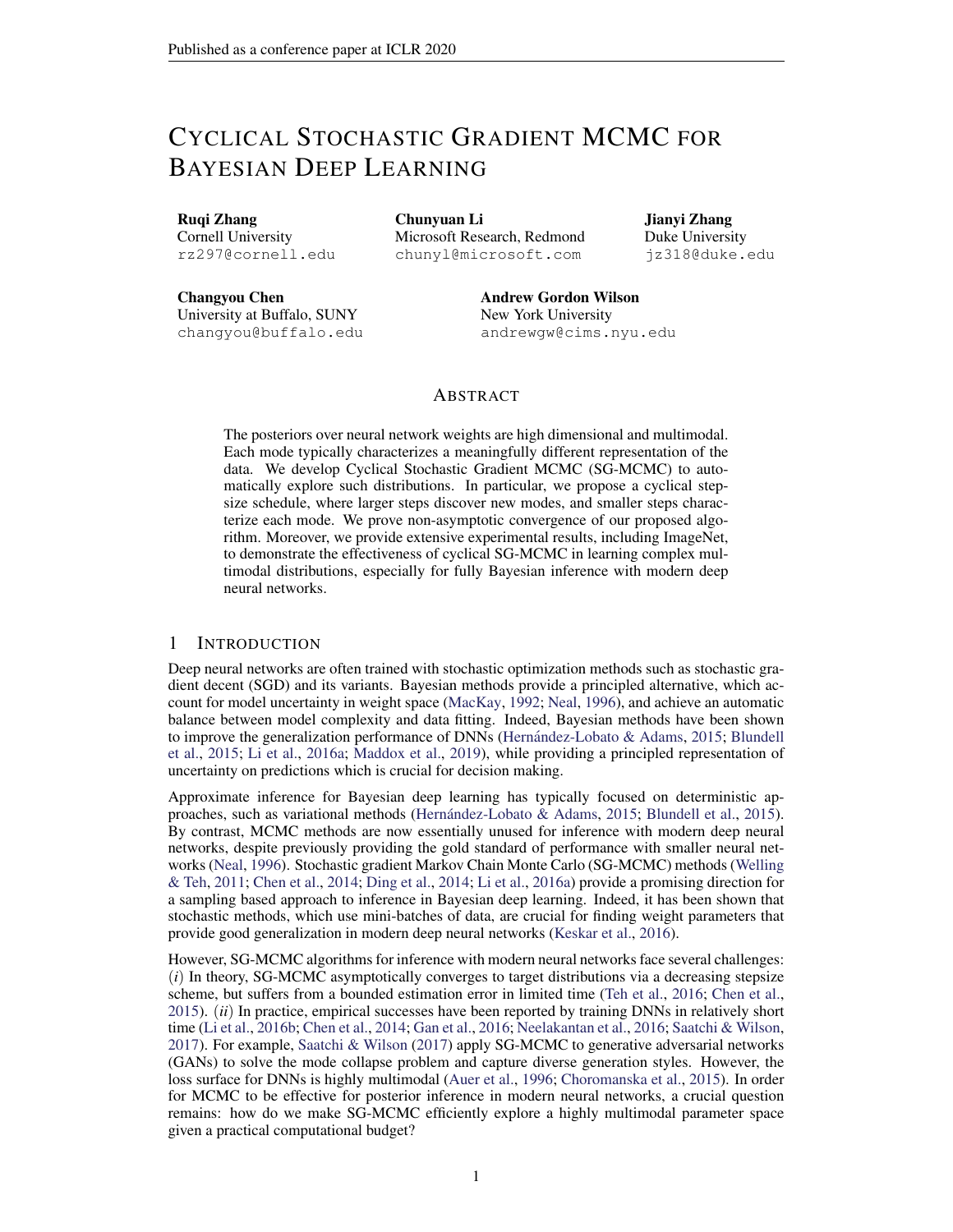# CYCLICAL STOCHASTIC GRADIENT MCMC FOR BAYESIAN DEEP LEARNING

**Ruqi Zhang**
Cornell University
rz297@cornell.edu

**Chunyuan Li**
Microsoft Research, Redmond
chunyl@microsoft.com

**Jianyi Zhang**
Duke University
jz318@duke.edu

**Changyou Chen**
University at Buffalo, SUNY
changyou@buffalo.edu

**Andrew Gordon Wilson**
New York University
andrewgw@cims.nyu.edu

## ABSTRACT

The posteriors over neural network weights are high dimensional and multimodal. Each mode typically characterizes a meaningfully different representation of the data. We develop Cyclical Stochastic Gradient MCMC (SG-MCMC) to automatically explore such distributions. In particular, we propose a cyclical stepsize schedule, where larger steps discover new modes, and smaller steps characterize each mode. We prove non-asymptotic convergence of our proposed algorithm. Moreover, we provide extensive experimental results, including ImageNet, to demonstrate the effectiveness of cyclical SG-MCMC in learning complex multimodal distributions, especially for fully Bayesian inference with modern deep neural networks.

## 1 INTRODUCTION

Deep neural networks are often trained with stochastic optimization methods such as stochastic gradient decent (SGD) and its variants. Bayesian methods provide a principled alternative, which account for model uncertainty in weight space (MacKay, 1992; Neal, 1996), and achieve an automatic balance between model complexity and data fitting. Indeed, Bayesian methods have been shown to improve the generalization performance of DNNs (Hernández-Lobato & Adams, 2015; Blundell et al., 2015; Li et al., 2016a; Maddox et al., 2019), while providing a principled representation of uncertainty on predictions which is crucial for decision making.

Approximate inference for Bayesian deep learning has typically focused on deterministic approaches, such as variational methods (Hernández-Lobato & Adams, 2015; Blundell et al., 2015). By contrast, MCMC methods are now essentially unused for inference with modern deep neural networks, despite previously providing the gold standard of performance with smaller neural networks (Neal, 1996). Stochastic gradient Markov Chain Monte Carlo (SG-MCMC) methods (Welling & Teh, 2011; Chen et al., 2014; Ding et al., 2014; Li et al., 2016a) provide a promising direction for a sampling based approach to inference in Bayesian deep learning. Indeed, it has been shown that stochastic methods, which use mini-batches of data, are crucial for finding weight parameters that provide good generalization in modern deep neural networks (Keskar et al., 2016).

However, SG-MCMC algorithms for inference with modern neural networks face several challenges: (*i*) In theory, SG-MCMC asymptotically converges to target distributions via a decreasing stepsize scheme, but suffers from a bounded estimation error in limited time (Teh et al., 2016; Chen et al., 2015). (*ii*) In practice, empirical successes have been reported by training DNNs in relatively short time (Li et al., 2016b; Chen et al., 2014; Gan et al., 2016; Neelakantan et al., 2016; Saatchi & Wilson, 2017). For example, Saatchi & Wilson (2017) apply SG-MCMC to generative adversarial networks (GANs) to solve the mode collapse problem and capture diverse generation styles. However, the loss surface for DNNs is highly multimodal (Auer et al., 1996; Choromanska et al., 2015). In order for MCMC to be effective for posterior inference in modern neural networks, a crucial question remains: how do we make SG-MCMC efficiently explore a highly multimodal parameter space given a practical computational budget?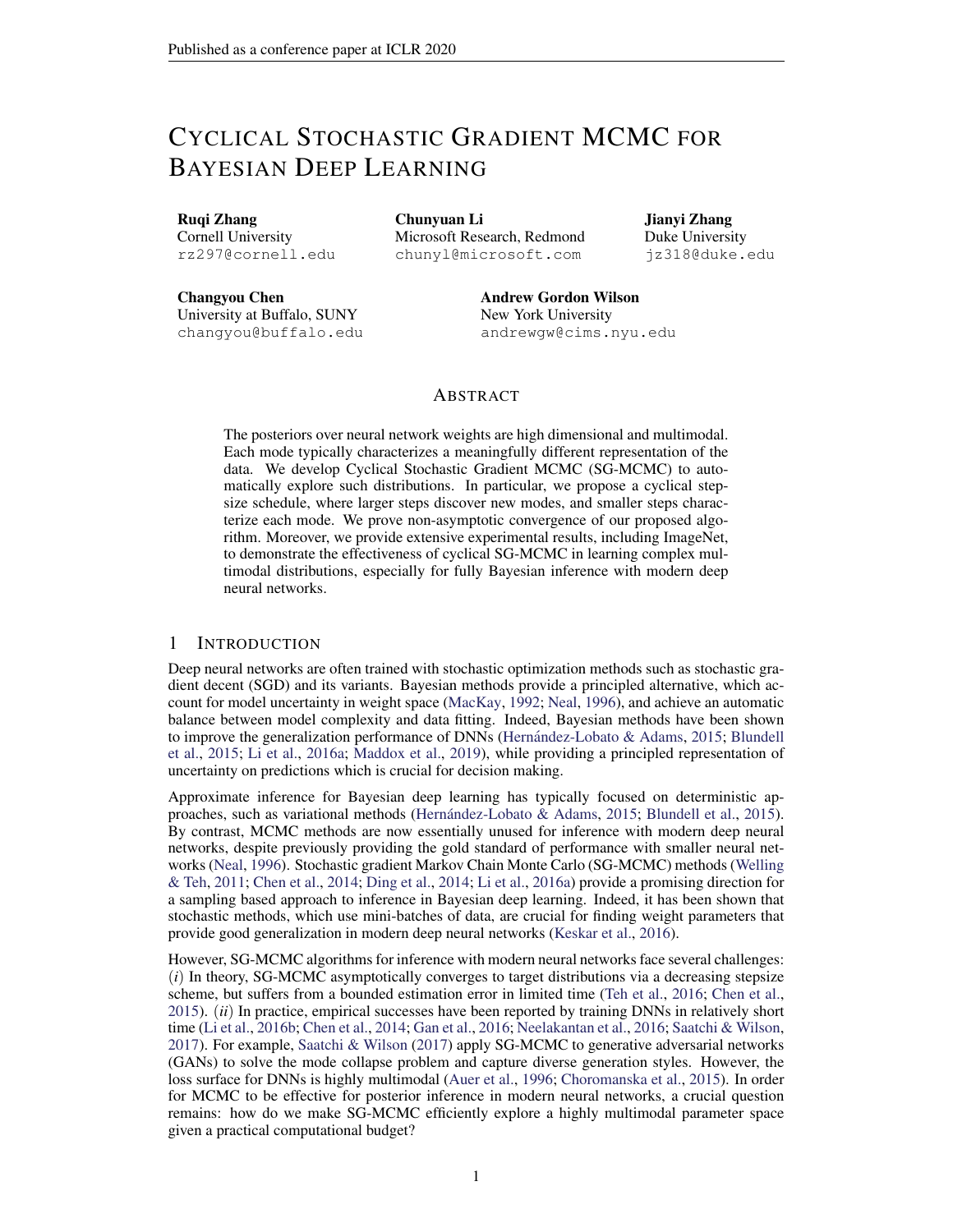# Cyclical Stochastic Gradient MCMC for Bayesian Deep Learning

**Ruqi Zhang**
Cornell University
rz297@cornell.edu

**Chunyuan Li**
Microsoft Research, Redmond
chunyl@microsoft.com

**Jianyi Zhang**
Duke University
jz318@duke.edu

**Changyou Chen**
University at Buffalo, SUNY
changyou@buffalo.edu

**Andrew Gordon Wilson**
New York University
andrewgw@cims.nyu.edu

## Abstract

The posteriors over neural network weights are high dimensional and multimodal. Each mode typically characterizes a meaningfully different representation of the data. We develop Cyclical Stochastic Gradient MCMC (SG-MCMC) to automatically explore such distributions. In particular, we propose a cyclical stepsize schedule, where larger steps discover new modes, and smaller steps characterize each mode. We prove non-asymptotic convergence of our proposed algorithm. Moreover, we provide extensive experimental results, including ImageNet, to demonstrate the effectiveness of cyclical SG-MCMC in learning complex multimodal distributions, especially for fully Bayesian inference with modern deep neural networks.

## 1 Introduction

Deep neural networks are often trained with stochastic optimization methods such as stochastic gradient decent (SGD) and its variants. Bayesian methods provide a principled alternative, which account for model uncertainty in weight space (MacKay, 1992; Neal, 1996), and achieve an automatic balance between model complexity and data fitting. Indeed, Bayesian methods have been shown to improve the generalization performance of DNNs (Hernández-Lobato & Adams, 2015; Blundell et al., 2015; Li et al., 2016a; Maddox et al., 2019), while providing a principled representation of uncertainty on predictions which is crucial for decision making.

Approximate inference for Bayesian deep learning has typically focused on deterministic approaches, such as variational methods (Hernández-Lobato & Adams, 2015; Blundell et al., 2015). By contrast, MCMC methods are now essentially unused for inference with modern deep neural networks, despite previously providing the gold standard of performance with smaller neural networks (Neal, 1996). Stochastic gradient Markov Chain Monte Carlo (SG-MCMC) methods (Welling & Teh, 2011; Chen et al., 2014; Ding et al., 2014; Li et al., 2016a) provide a promising direction for a sampling based approach to inference in Bayesian deep learning. Indeed, it has been shown that stochastic methods, which use mini-batches of data, are crucial for finding weight parameters that provide good generalization in modern deep neural networks (Keskar et al., 2016).

However, SG-MCMC algorithms for inference with modern neural networks face several challenges: (*i*) In theory, SG-MCMC asymptotically converges to target distributions via a decreasing stepsize scheme, but suffers from a bounded estimation error in limited time (Teh et al., 2016; Chen et al., 2015). (*ii*) In practice, empirical successes have been reported by training DNNs in relatively short time (Li et al., 2016b; Chen et al., 2014; Gan et al., 2016; Neelakantan et al., 2016; Saatchi & Wilson, 2017). For example, Saatchi & Wilson (2017) apply SG-MCMC to generative adversarial networks (GANs) to solve the mode collapse problem and capture diverse generation styles. However, the loss surface for DNNs is highly multimodal (Auer et al., 1996; Choromanska et al., 2015). In order for MCMC to be effective for posterior inference in modern neural networks, a crucial question remains: how do we make SG-MCMC efficiently explore a highly multimodal parameter space given a practical computational budget?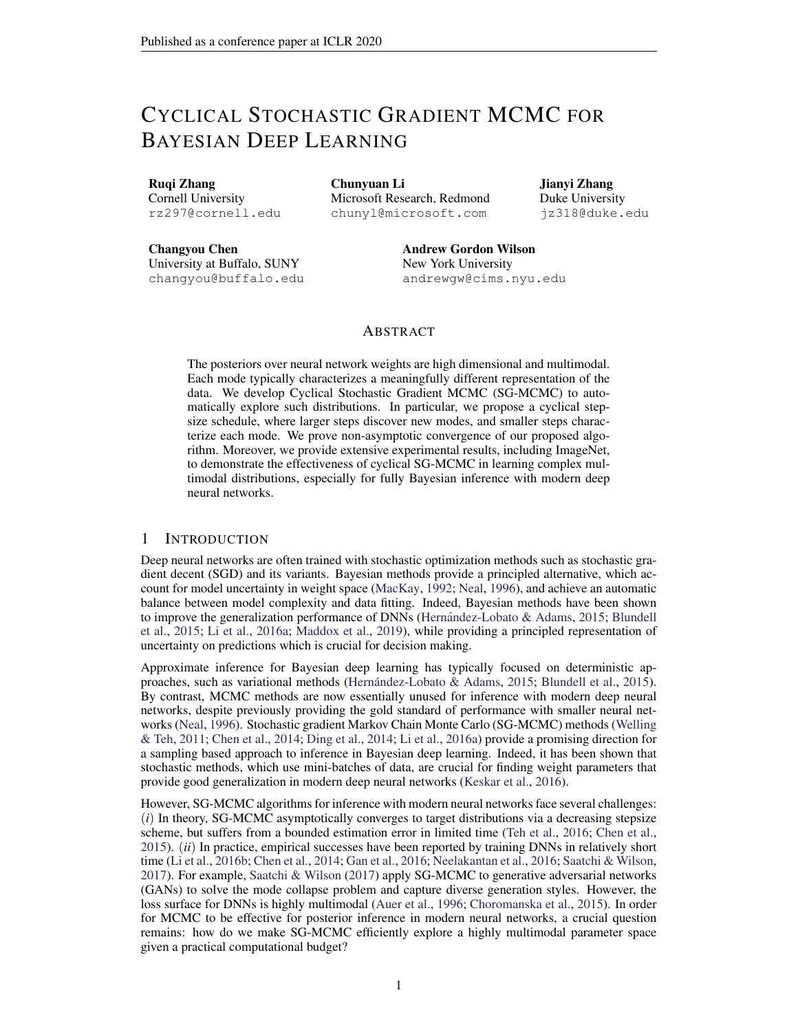# CYCLICAL STOCHASTIC GRADIENT MCMC FOR BAYESIAN DEEP LEARNING

**Ruqi Zhang**
Cornell University
rz297@cornell.edu

**Chunyuan Li**
Microsoft Research, Redmond
chunyl@microsoft.com

**Jianyi Zhang**
Duke University
jz318@duke.edu

**Changyou Chen**
University at Buffalo, SUNY
changyou@buffalo.edu

**Andrew Gordon Wilson**
New York University
andrewgw@cims.nyu.edu

## ABSTRACT

The posteriors over neural network weights are high dimensional and multimodal. Each mode typically characterizes a meaningfully different representation of the data. We develop Cyclical Stochastic Gradient MCMC (SG-MCMC) to automatically explore such distributions. In particular, we propose a cyclical stepsize schedule, where larger steps discover new modes, and smaller steps characterize each mode. We prove non-asymptotic convergence of our proposed algorithm. Moreover, we provide extensive experimental results, including ImageNet, to demonstrate the effectiveness of cyclical SG-MCMC in learning complex multimodal distributions, especially for fully Bayesian inference with modern deep neural networks.

## 1 INTRODUCTION

Deep neural networks are often trained with stochastic optimization methods such as stochastic gradient decent (SGD) and its variants. Bayesian methods provide a principled alternative, which account for model uncertainty in weight space (MacKay, 1992; Neal, 1996), and achieve an automatic balance between model complexity and data fitting. Indeed, Bayesian methods have been shown to improve the generalization performance of DNNs (Hernández-Lobato & Adams, 2015; Blundell et al., 2015; Li et al., 2016a; Maddox et al., 2019), while providing a principled representation of uncertainty on predictions which is crucial for decision making.

Approximate inference for Bayesian deep learning has typically focused on deterministic approaches, such as variational methods (Hernández-Lobato & Adams, 2015; Blundell et al., 2015). By contrast, MCMC methods are now essentially unused for inference with modern deep neural networks, despite previously providing the gold standard of performance with smaller neural networks (Neal, 1996). Stochastic gradient Markov Chain Monte Carlo (SG-MCMC) methods (Welling & Teh, 2011; Chen et al., 2014; Ding et al., 2014; Li et al., 2016a) provide a promising direction for a sampling based approach to inference in Bayesian deep learning. Indeed, it has been shown that stochastic methods, which use mini-batches of data, are crucial for finding weight parameters that provide good generalization in modern deep neural networks (Keskar et al., 2016).

However, SG-MCMC algorithms for inference with modern neural networks face several challenges: (*i*) In theory, SG-MCMC asymptotically converges to target distributions via a decreasing stepsize scheme, but suffers from a bounded estimation error in limited time (Teh et al., 2016; Chen et al., 2015). (*ii*) In practice, empirical successes have been reported by training DNNs in relatively short time (Li et al., 2016b; Chen et al., 2014; Gan et al., 2016; Neelakantan et al., 2016; Saatchi & Wilson, 2017). For example, Saatchi & Wilson (2017) apply SG-MCMC to generative adversarial networks (GANs) to solve the mode collapse problem and capture diverse generation styles. However, the loss surface for DNNs is highly multimodal (Auer et al., 1996; Choromanska et al., 2015). In order for MCMC to be effective for posterior inference in modern neural networks, a crucial question remains: how do we make SG-MCMC efficiently explore a highly multimodal parameter space given a practical computational budget?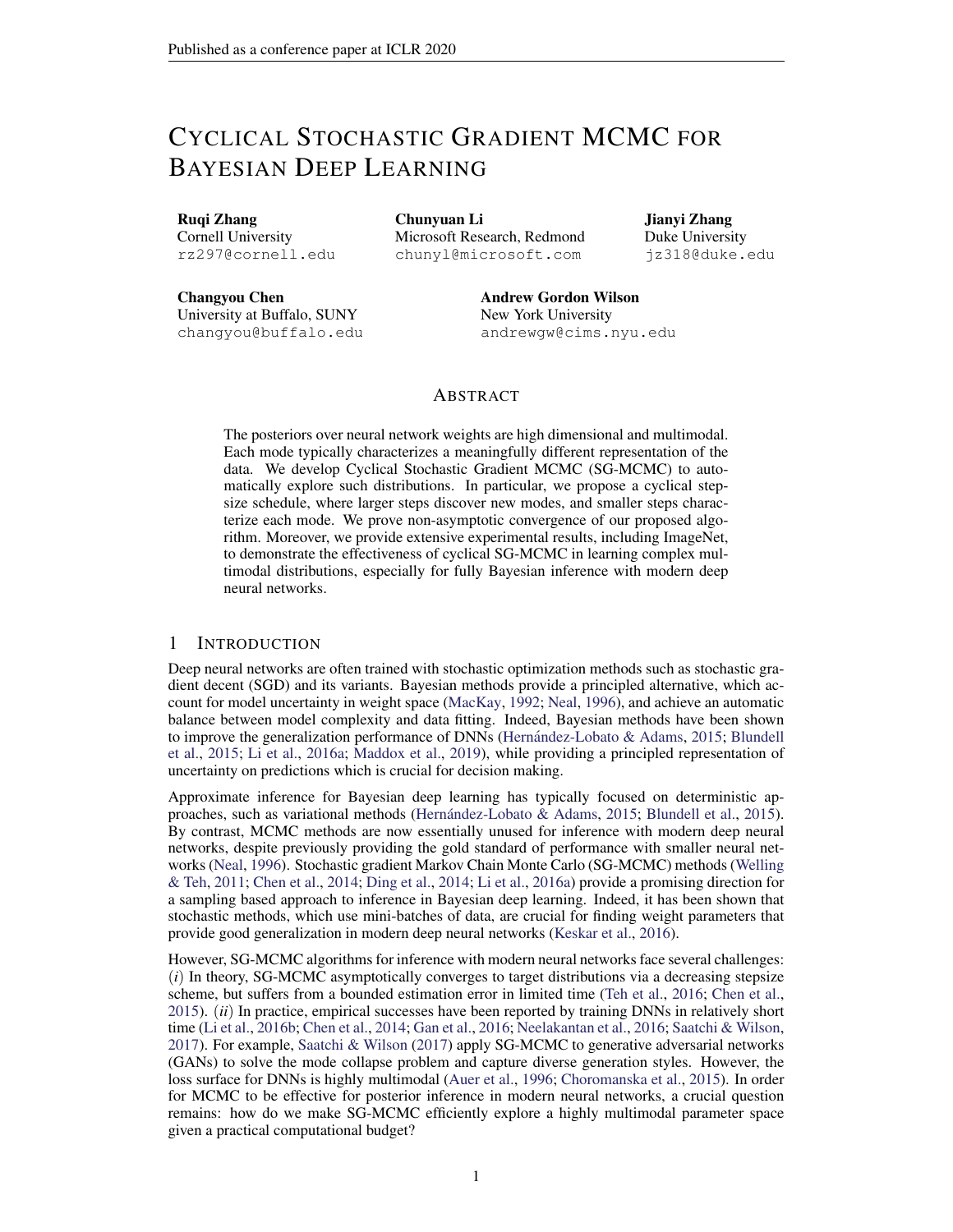# Cyclical Stochastic Gradient MCMC for Bayesian Deep Learning

**Ruqi Zhang**
Cornell University
rz297@cornell.edu

**Chunyuan Li**
Microsoft Research, Redmond
chunyl@microsoft.com

**Jianyi Zhang**
Duke University
jz318@duke.edu

**Changyou Chen**
University at Buffalo, SUNY
changyou@buffalo.edu

**Andrew Gordon Wilson**
New York University
andrewgw@cims.nyu.edu

## Abstract

The posteriors over neural network weights are high dimensional and multimodal. Each mode typically characterizes a meaningfully different representation of the data. We develop Cyclical Stochastic Gradient MCMC (SG-MCMC) to automatically explore such distributions. In particular, we propose a cyclical stepsize schedule, where larger steps discover new modes, and smaller steps characterize each mode. We prove non-asymptotic convergence of our proposed algorithm. Moreover, we provide extensive experimental results, including ImageNet, to demonstrate the effectiveness of cyclical SG-MCMC in learning complex multimodal distributions, especially for fully Bayesian inference with modern deep neural networks.

## 1 Introduction

Deep neural networks are often trained with stochastic optimization methods such as stochastic gradient decent (SGD) and its variants. Bayesian methods provide a principled alternative, which account for model uncertainty in weight space (MacKay, 1992; Neal, 1996), and achieve an automatic balance between model complexity and data fitting. Indeed, Bayesian methods have been shown to improve the generalization performance of DNNs (Hernández-Lobato & Adams, 2015; Blundell et al., 2015; Li et al., 2016a; Maddox et al., 2019), while providing a principled representation of uncertainty on predictions which is crucial for decision making.

Approximate inference for Bayesian deep learning has typically focused on deterministic approaches, such as variational methods (Hernández-Lobato & Adams, 2015; Blundell et al., 2015). By contrast, MCMC methods are now essentially unused for inference with modern deep neural networks, despite previously providing the gold standard of performance with smaller neural networks (Neal, 1996). Stochastic gradient Markov Chain Monte Carlo (SG-MCMC) methods (Welling & Teh, 2011; Chen et al., 2014; Ding et al., 2014; Li et al., 2016a) provide a promising direction for a sampling based approach to inference in Bayesian deep learning. Indeed, it has been shown that stochastic methods, which use mini-batches of data, are crucial for finding weight parameters that provide good generalization in modern deep neural networks (Keskar et al., 2016).

However, SG-MCMC algorithms for inference with modern neural networks face several challenges: (*i*) In theory, SG-MCMC asymptotically converges to target distributions via a decreasing stepsize scheme, but suffers from a bounded estimation error in limited time (Teh et al., 2016; Chen et al., 2015). (*ii*) In practice, empirical successes have been reported by training DNNs in relatively short time (Li et al., 2016b; Chen et al., 2014; Gan et al., 2016; Neelakantan et al., 2016; Saatchi & Wilson, 2017). For example, Saatchi & Wilson (2017) apply SG-MCMC to generative adversarial networks (GANs) to solve the mode collapse problem and capture diverse generation styles. However, the loss surface for DNNs is highly multimodal (Auer et al., 1996; Choromanska et al., 2015). In order for MCMC to be effective for posterior inference in modern neural networks, a crucial question remains: how do we make SG-MCMC efficiently explore a highly multimodal parameter space given a practical computational budget?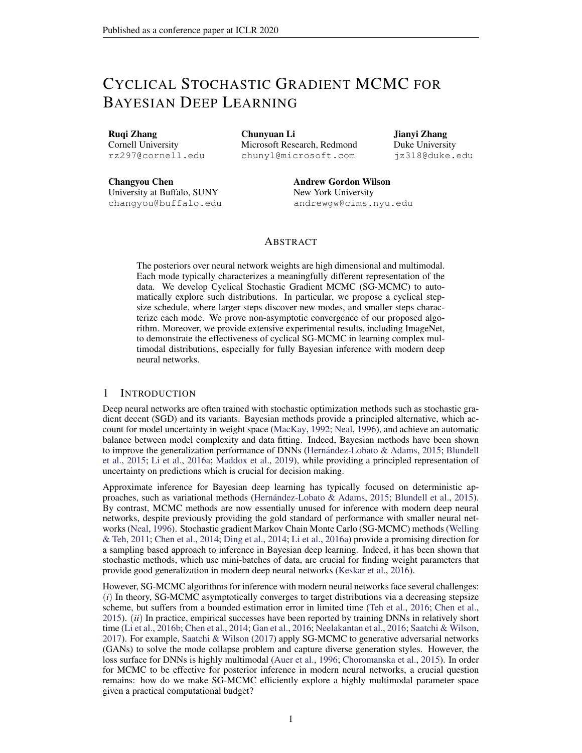# Cyclical Stochastic Gradient MCMC for Bayesian Deep Learning

**Ruqi Zhang**
Cornell University
rz297@cornell.edu

**Chunyuan Li**
Microsoft Research, Redmond
chunyl@microsoft.com

**Jianyi Zhang**
Duke University
jz318@duke.edu

**Changyou Chen**
University at Buffalo, SUNY
changyou@buffalo.edu

**Andrew Gordon Wilson**
New York University
andrewgw@cims.nyu.edu

## Abstract

The posteriors over neural network weights are high dimensional and multimodal. Each mode typically characterizes a meaningfully different representation of the data. We develop Cyclical Stochastic Gradient MCMC (SG-MCMC) to automatically explore such distributions. In particular, we propose a cyclical stepsize schedule, where larger steps discover new modes, and smaller steps characterize each mode. We prove non-asymptotic convergence of our proposed algorithm. Moreover, we provide extensive experimental results, including ImageNet, to demonstrate the effectiveness of cyclical SG-MCMC in learning complex multimodal distributions, especially for fully Bayesian inference with modern deep neural networks.

## 1 Introduction

Deep neural networks are often trained with stochastic optimization methods such as stochastic gradient decent (SGD) and its variants. Bayesian methods provide a principled alternative, which account for model uncertainty in weight space (MacKay, 1992; Neal, 1996), and achieve an automatic balance between model complexity and data fitting. Indeed, Bayesian methods have been shown to improve the generalization performance of DNNs (Hernández-Lobato & Adams, 2015; Blundell et al., 2015; Li et al., 2016a; Maddox et al., 2019), while providing a principled representation of uncertainty on predictions which is crucial for decision making.

Approximate inference for Bayesian deep learning has typically focused on deterministic approaches, such as variational methods (Hernández-Lobato & Adams, 2015; Blundell et al., 2015). By contrast, MCMC methods are now essentially unused for inference with modern deep neural networks, despite previously providing the gold standard of performance with smaller neural networks (Neal, 1996). Stochastic gradient Markov Chain Monte Carlo (SG-MCMC) methods (Welling & Teh, 2011; Chen et al., 2014; Ding et al., 2014; Li et al., 2016a) provide a promising direction for a sampling based approach to inference in Bayesian deep learning. Indeed, it has been shown that stochastic methods, which use mini-batches of data, are crucial for finding weight parameters that provide good generalization in modern deep neural networks (Keskar et al., 2016).

However, SG-MCMC algorithms for inference with modern neural networks face several challenges: (*i*) In theory, SG-MCMC asymptotically converges to target distributions via a decreasing stepsize scheme, but suffers from a bounded estimation error in limited time (Teh et al., 2016; Chen et al., 2015). (*ii*) In practice, empirical successes have been reported by training DNNs in relatively short time (Li et al., 2016b; Chen et al., 2014; Gan et al., 2016; Neelakantan et al., 2016; Saatchi & Wilson, 2017). For example, Saatchi & Wilson (2017) apply SG-MCMC to generative adversarial networks (GANs) to solve the mode collapse problem and capture diverse generation styles. However, the loss surface for DNNs is highly multimodal (Auer et al., 1996; Choromanska et al., 2015). In order for MCMC to be effective for posterior inference in modern neural networks, a crucial question remains: how do we make SG-MCMC efficiently explore a highly multimodal parameter space given a practical computational budget?